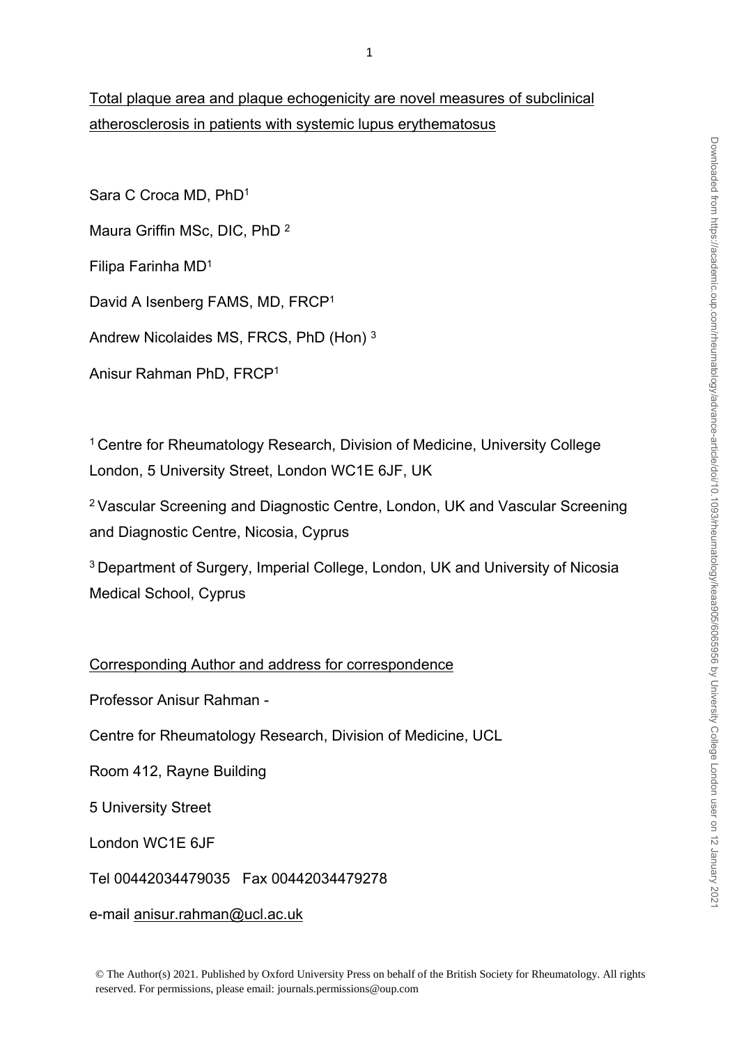# Total plaque area and plaque echogenicity are novel measures of subclinical atherosclerosis in patients with systemic lupus erythematosus

Sara C Croca MD, PhD[1]

Maura Griffin MSc, DIC, PhD [2]

Filipa Farinha MD[1]

David A Isenberg FAMS, MD, FRCP[1]

Andrew Nicolaides MS, FRCS, PhD (Hon) [3]

Anisur Rahman PhD, FRCP[1]

[1] Centre for Rheumatology Research, Division of Medicine, University College London, 5 University Street, London WC1E 6JF, UK

[2] Vascular Screening and Diagnostic Centre, London, UK and Vascular Screening and Diagnostic Centre, Nicosia, Cyprus

[3] Department of Surgery, Imperial College, London, UK and University of Nicosia Medical School, Cyprus

## Corresponding Author and address for correspondence

Professor Anisur Rahman -

Centre for Rheumatology Research, Division of Medicine, UCL

Room 412, Rayne Building

5 University Street

London WC1E 6JF

Tel 00442034479035 Fax 00442034479278

e-mail anisur.rahman@ucl.ac.uk

© The Author(s) 2021. Published by Oxford University Press on behalf of the British Society for Rheumatology. All rights reserved. For permissions, please email: journals.permissions@oup.com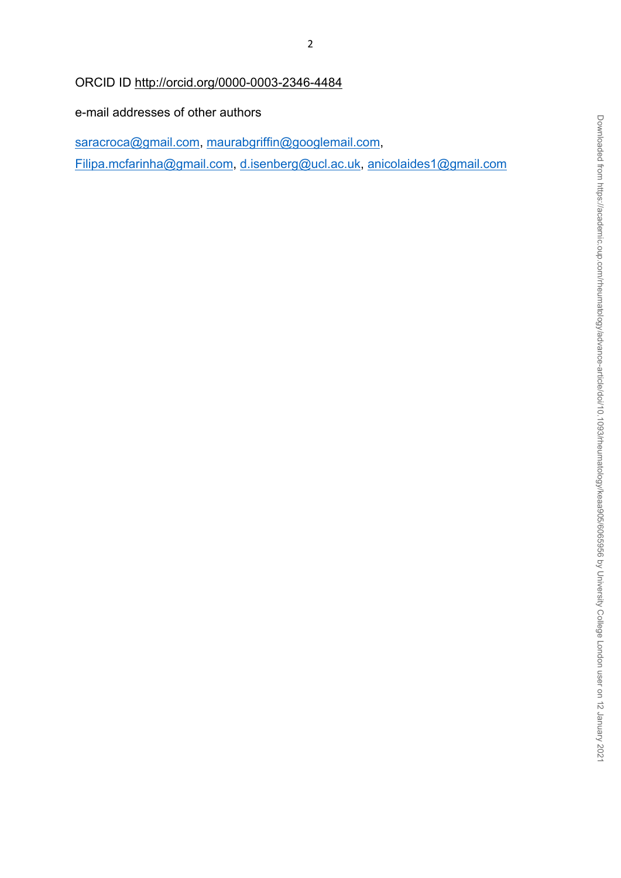ORCID ID http://orcid.org/0000-0003-2346-4484

e-mail addresses of other authors

saracroca@gmail.com, maurabgriffin@googlemail.com,

Filipa.mcfarinha@gmail.com, d.isenberg@ucl.ac.uk, anicolaides1@gmail.com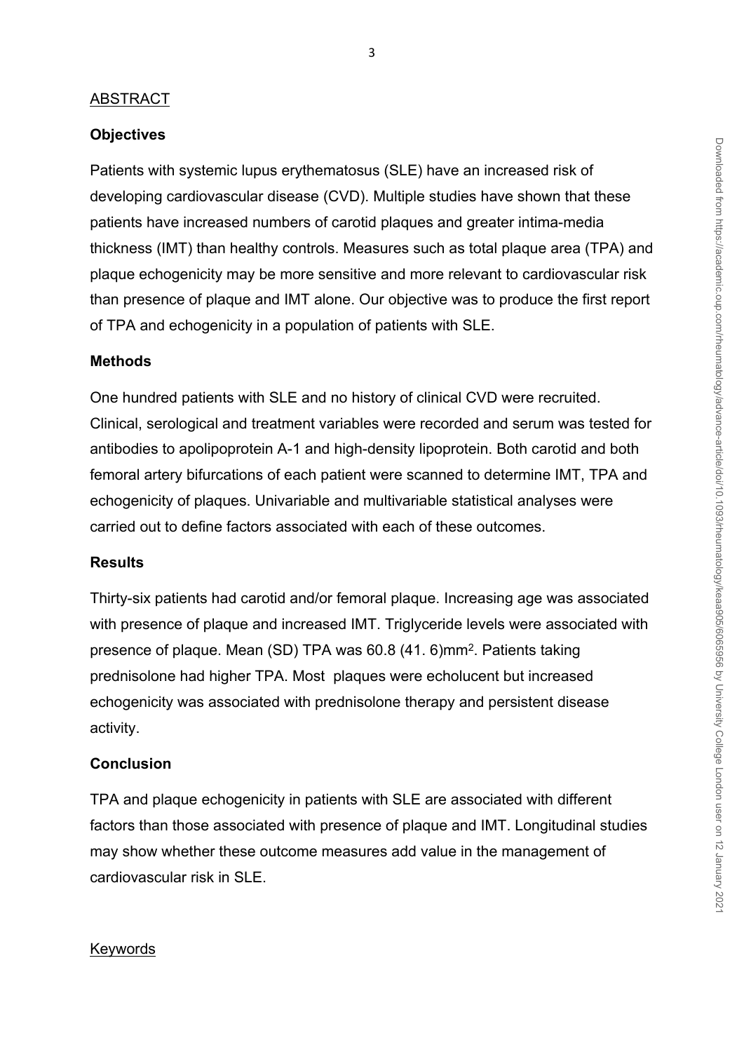## ABSTRACT

### Objectives

Patients with systemic lupus erythematosus (SLE) have an increased risk of developing cardiovascular disease (CVD). Multiple studies have shown that these patients have increased numbers of carotid plaques and greater intima-media thickness (IMT) than healthy controls. Measures such as total plaque area (TPA) and plaque echogenicity may be more sensitive and more relevant to cardiovascular risk than presence of plaque and IMT alone. Our objective was to produce the first report of TPA and echogenicity in a population of patients with SLE.

### Methods

One hundred patients with SLE and no history of clinical CVD were recruited. Clinical, serological and treatment variables were recorded and serum was tested for antibodies to apolipoprotein A-1 and high-density lipoprotein. Both carotid and both femoral artery bifurcations of each patient were scanned to determine IMT, TPA and echogenicity of plaques. Univariable and multivariable statistical analyses were carried out to define factors associated with each of these outcomes.

### Results

Thirty-six patients had carotid and/or femoral plaque. Increasing age was associated with presence of plaque and increased IMT. Triglyceride levels were associated with presence of plaque. Mean (SD) TPA was 60.8 (41. 6)mm$^2$. Patients taking prednisolone had higher TPA. Most plaques were echolucent but increased echogenicity was associated with prednisolone therapy and persistent disease activity.

### Conclusion

TPA and plaque echogenicity in patients with SLE are associated with different factors than those associated with presence of plaque and IMT. Longitudinal studies may show whether these outcome measures add value in the management of cardiovascular risk in SLE.

## Keywords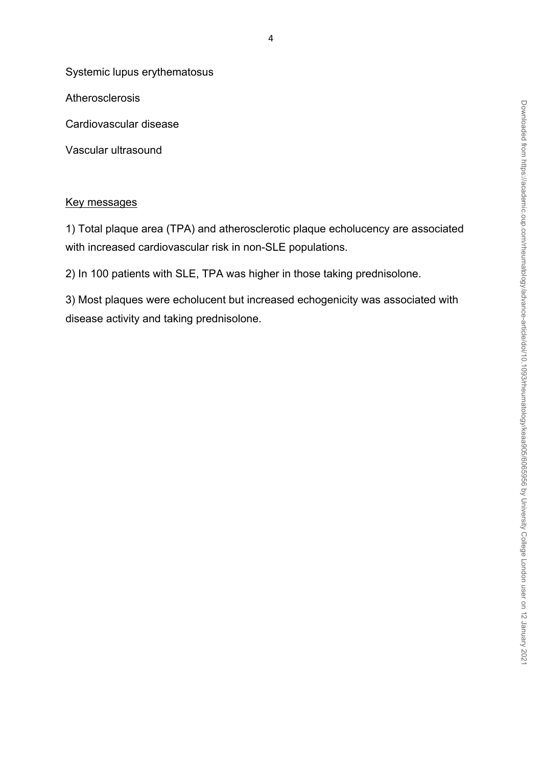Systemic lupus erythematosus

Atherosclerosis

Cardiovascular disease

Vascular ultrasound

## Key messages

1) Total plaque area (TPA) and atherosclerotic plaque echolucency are associated with increased cardiovascular risk in non-SLE populations.

2) In 100 patients with SLE, TPA was higher in those taking prednisolone.

3) Most plaques were echolucent but increased echogenicity was associated with disease activity and taking prednisolone.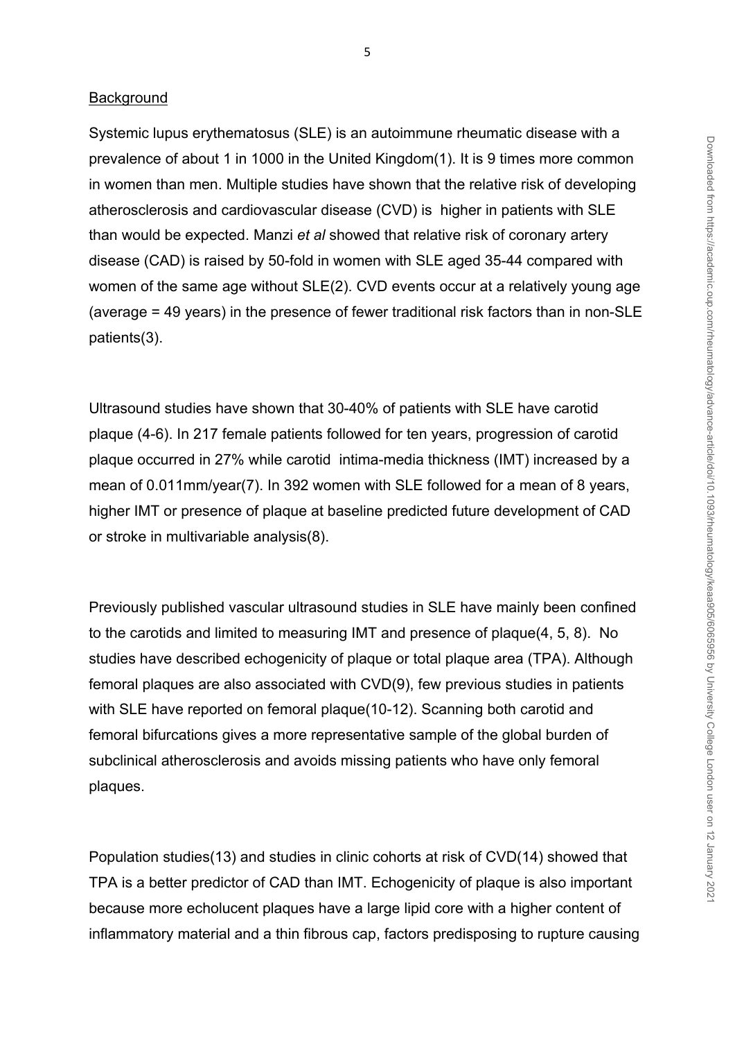Background

Systemic lupus erythematosus (SLE) is an autoimmune rheumatic disease with a prevalence of about 1 in 1000 in the United Kingdom(1). It is 9 times more common in women than men. Multiple studies have shown that the relative risk of developing atherosclerosis and cardiovascular disease (CVD) is higher in patients with SLE than would be expected. Manzi *et al* showed that relative risk of coronary artery disease (CAD) is raised by 50-fold in women with SLE aged 35-44 compared with women of the same age without SLE(2). CVD events occur at a relatively young age (average = 49 years) in the presence of fewer traditional risk factors than in non-SLE patients(3).

Ultrasound studies have shown that 30-40% of patients with SLE have carotid plaque (4-6). In 217 female patients followed for ten years, progression of carotid plaque occurred in 27% while carotid intima-media thickness (IMT) increased by a mean of 0.011mm/year(7). In 392 women with SLE followed for a mean of 8 years, higher IMT or presence of plaque at baseline predicted future development of CAD or stroke in multivariable analysis(8).

Previously published vascular ultrasound studies in SLE have mainly been confined to the carotids and limited to measuring IMT and presence of plaque(4, 5, 8). No studies have described echogenicity of plaque or total plaque area (TPA). Although femoral plaques are also associated with CVD(9), few previous studies in patients with SLE have reported on femoral plaque(10-12). Scanning both carotid and femoral bifurcations gives a more representative sample of the global burden of subclinical atherosclerosis and avoids missing patients who have only femoral plaques.

Population studies(13) and studies in clinic cohorts at risk of CVD(14) showed that TPA is a better predictor of CAD than IMT. Echogenicity of plaque is also important because more echolucent plaques have a large lipid core with a higher content of inflammatory material and a thin fibrous cap, factors predisposing to rupture causing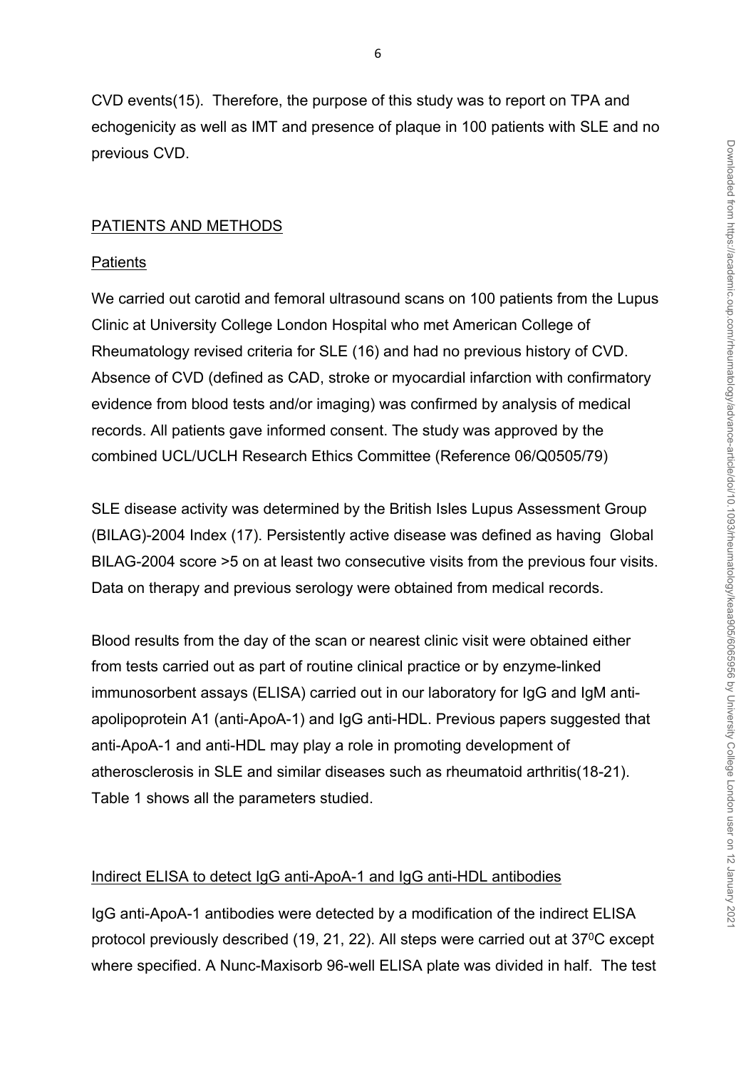CVD events(15). Therefore, the purpose of this study was to report on TPA and echogenicity as well as IMT and presence of plaque in 100 patients with SLE and no previous CVD.

## PATIENTS AND METHODS

### Patients

We carried out carotid and femoral ultrasound scans on 100 patients from the Lupus Clinic at University College London Hospital who met American College of Rheumatology revised criteria for SLE (16) and had no previous history of CVD. Absence of CVD (defined as CAD, stroke or myocardial infarction with confirmatory evidence from blood tests and/or imaging) was confirmed by analysis of medical records. All patients gave informed consent. The study was approved by the combined UCL/UCLH Research Ethics Committee (Reference 06/Q0505/79)

SLE disease activity was determined by the British Isles Lupus Assessment Group (BILAG)-2004 Index (17). Persistently active disease was defined as having Global BILAG-2004 score >5 on at least two consecutive visits from the previous four visits. Data on therapy and previous serology were obtained from medical records.

Blood results from the day of the scan or nearest clinic visit were obtained either from tests carried out as part of routine clinical practice or by enzyme-linked immunosorbent assays (ELISA) carried out in our laboratory for IgG and IgM anti-apolipoprotein A1 (anti-ApoA-1) and IgG anti-HDL. Previous papers suggested that anti-ApoA-1 and anti-HDL may play a role in promoting development of atherosclerosis in SLE and similar diseases such as rheumatoid arthritis(18-21). Table 1 shows all the parameters studied.

### Indirect ELISA to detect IgG anti-ApoA-1 and IgG anti-HDL antibodies

IgG anti-ApoA-1 antibodies were detected by a modification of the indirect ELISA protocol previously described (19, 21, 22). All steps were carried out at $37^0$C except where specified. A Nunc-Maxisorb 96-well ELISA plate was divided in half. The test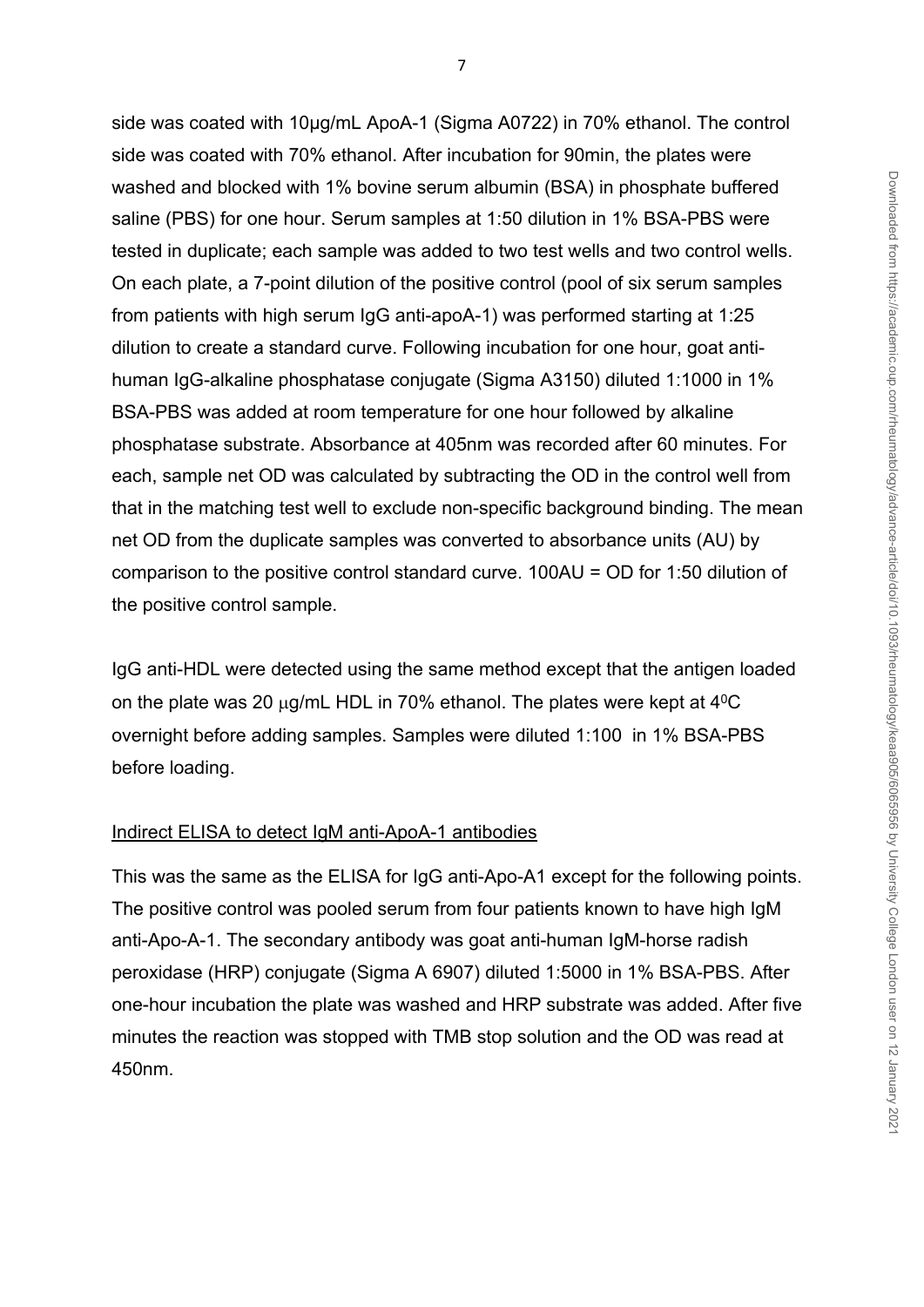side was coated with 10µg/mL ApoA-1 (Sigma A0722) in 70% ethanol. The control side was coated with 70% ethanol. After incubation for 90min, the plates were washed and blocked with 1% bovine serum albumin (BSA) in phosphate buffered saline (PBS) for one hour. Serum samples at 1:50 dilution in 1% BSA-PBS were tested in duplicate; each sample was added to two test wells and two control wells. On each plate, a 7-point dilution of the positive control (pool of six serum samples from patients with high serum IgG anti-apoA-1) was performed starting at 1:25 dilution to create a standard curve. Following incubation for one hour, goat anti-human IgG-alkaline phosphatase conjugate (Sigma A3150) diluted 1:1000 in 1% BSA-PBS was added at room temperature for one hour followed by alkaline phosphatase substrate. Absorbance at 405nm was recorded after 60 minutes. For each, sample net OD was calculated by subtracting the OD in the control well from that in the matching test well to exclude non-specific background binding. The mean net OD from the duplicate samples was converted to absorbance units (AU) by comparison to the positive control standard curve. 100AU = OD for 1:50 dilution of the positive control sample.

IgG anti-HDL were detected using the same method except that the antigen loaded on the plate was 20 $\mu$g/mL HDL in 70% ethanol. The plates were kept at $4^0$C overnight before adding samples. Samples were diluted 1:100 in 1% BSA-PBS before loading.

Indirect ELISA to detect IgM anti-ApoA-1 antibodies

This was the same as the ELISA for IgG anti-Apo-A1 except for the following points. The positive control was pooled serum from four patients known to have high IgM anti-Apo-A-1. The secondary antibody was goat anti-human IgM-horse radish peroxidase (HRP) conjugate (Sigma A 6907) diluted 1:5000 in 1% BSA-PBS. After one-hour incubation the plate was washed and HRP substrate was added. After five minutes the reaction was stopped with TMB stop solution and the OD was read at 450nm.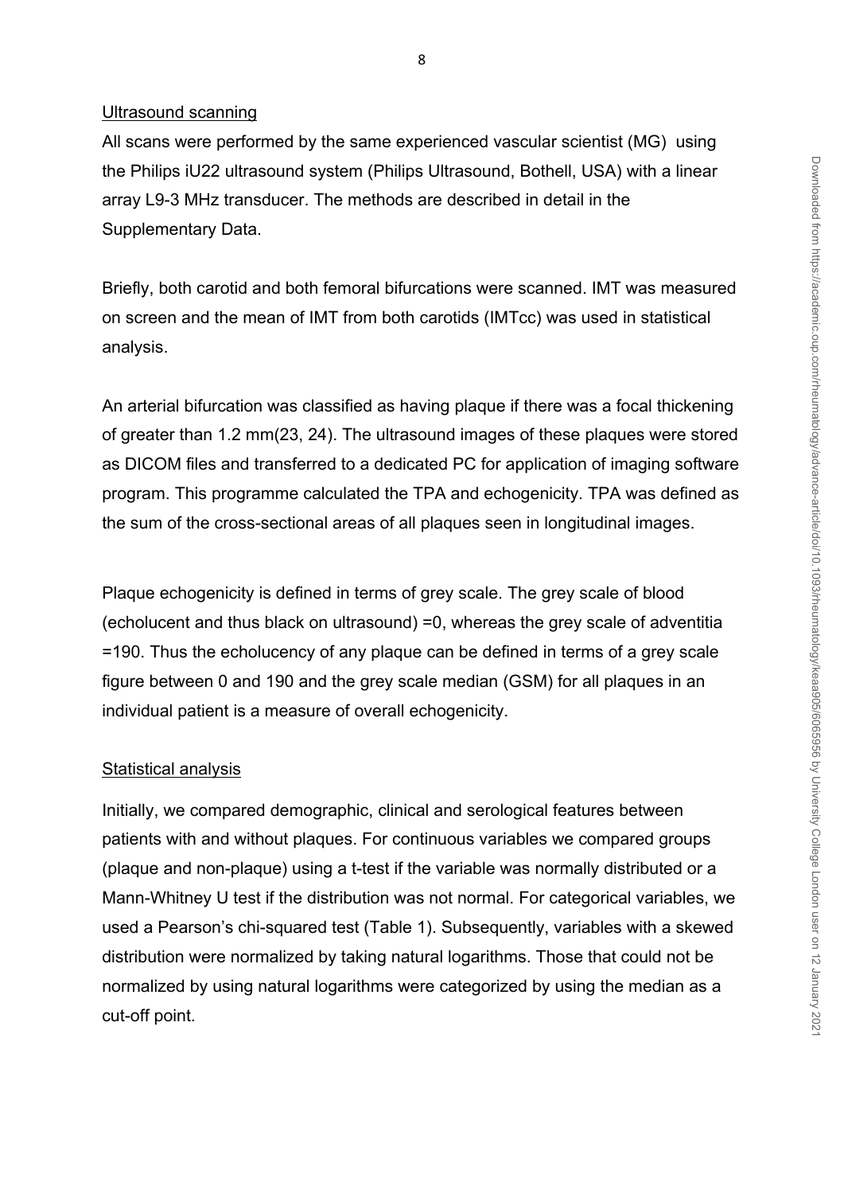Ultrasound scanning

All scans were performed by the same experienced vascular scientist (MG) using the Philips iU22 ultrasound system (Philips Ultrasound, Bothell, USA) with a linear array L9-3 MHz transducer. The methods are described in detail in the Supplementary Data.

Briefly, both carotid and both femoral bifurcations were scanned. IMT was measured on screen and the mean of IMT from both carotids (IMTcc) was used in statistical analysis.

An arterial bifurcation was classified as having plaque if there was a focal thickening of greater than 1.2 mm(23, 24). The ultrasound images of these plaques were stored as DICOM files and transferred to a dedicated PC for application of imaging software program. This programme calculated the TPA and echogenicity. TPA was defined as the sum of the cross-sectional areas of all plaques seen in longitudinal images.

Plaque echogenicity is defined in terms of grey scale. The grey scale of blood (echolucent and thus black on ultrasound) =0, whereas the grey scale of adventitia =190. Thus the echolucency of any plaque can be defined in terms of a grey scale figure between 0 and 190 and the grey scale median (GSM) for all plaques in an individual patient is a measure of overall echogenicity.

Statistical analysis

Initially, we compared demographic, clinical and serological features between patients with and without plaques. For continuous variables we compared groups (plaque and non-plaque) using a t-test if the variable was normally distributed or a Mann-Whitney U test if the distribution was not normal. For categorical variables, we used a Pearson's chi-squared test (Table 1). Subsequently, variables with a skewed distribution were normalized by taking natural logarithms. Those that could not be normalized by using natural logarithms were categorized by using the median as a cut-off point.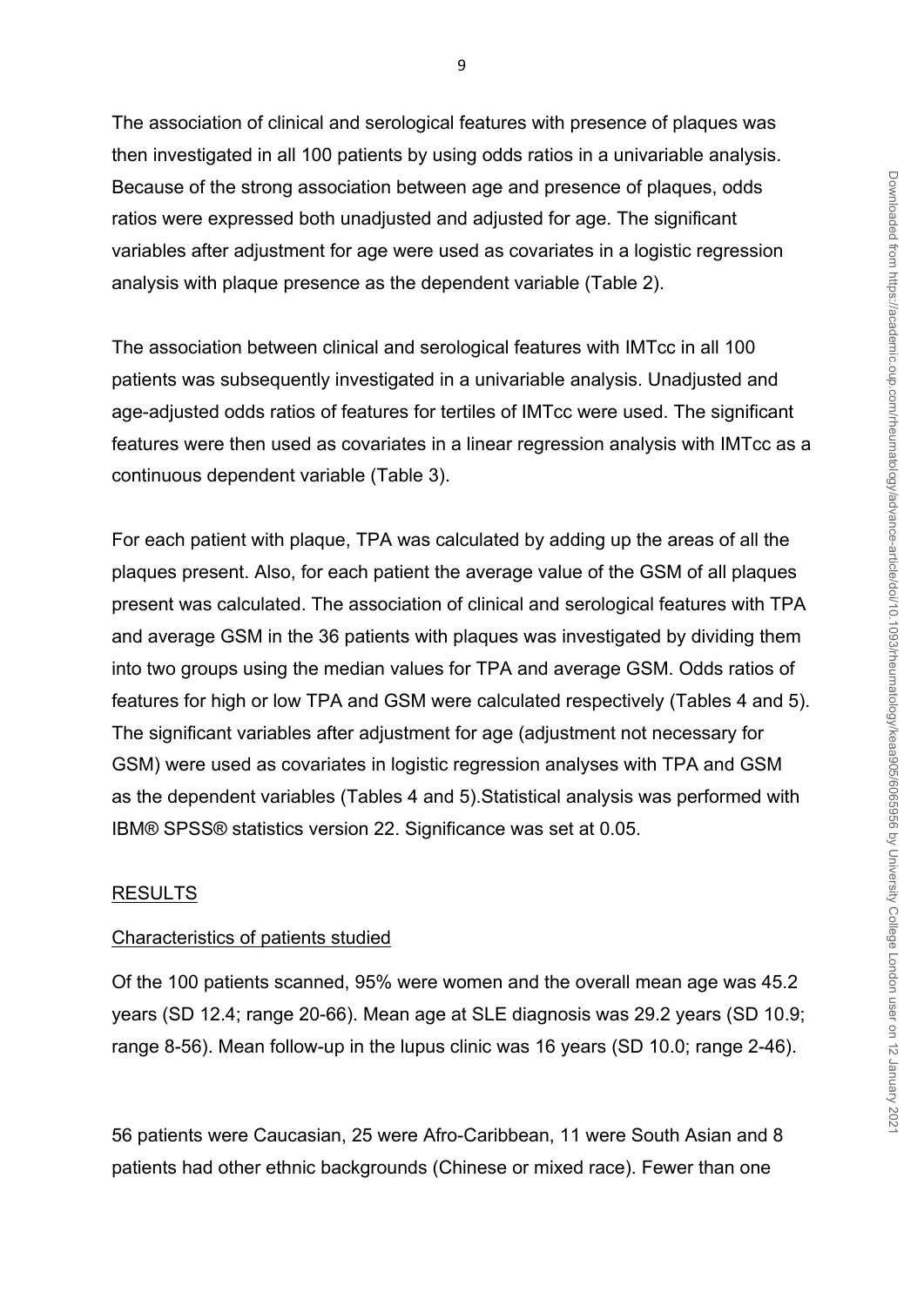The association of clinical and serological features with presence of plaques was then investigated in all 100 patients by using odds ratios in a univariable analysis. Because of the strong association between age and presence of plaques, odds ratios were expressed both unadjusted and adjusted for age. The significant variables after adjustment for age were used as covariates in a logistic regression analysis with plaque presence as the dependent variable (Table 2).

The association between clinical and serological features with IMTcc in all 100 patients was subsequently investigated in a univariable analysis. Unadjusted and age-adjusted odds ratios of features for tertiles of IMTcc were used. The significant features were then used as covariates in a linear regression analysis with IMTcc as a continuous dependent variable (Table 3).

For each patient with plaque, TPA was calculated by adding up the areas of all the plaques present. Also, for each patient the average value of the GSM of all plaques present was calculated. The association of clinical and serological features with TPA and average GSM in the 36 patients with plaques was investigated by dividing them into two groups using the median values for TPA and average GSM. Odds ratios of features for high or low TPA and GSM were calculated respectively (Tables 4 and 5). The significant variables after adjustment for age (adjustment not necessary for GSM) were used as covariates in logistic regression analyses with TPA and GSM as the dependent variables (Tables 4 and 5).Statistical analysis was performed with IBM® SPSS® statistics version 22. Significance was set at 0.05.

## RESULTS

### Characteristics of patients studied

Of the 100 patients scanned, 95% were women and the overall mean age was 45.2 years (SD 12.4; range 20-66). Mean age at SLE diagnosis was 29.2 years (SD 10.9; range 8-56). Mean follow-up in the lupus clinic was 16 years (SD 10.0; range 2-46).

56 patients were Caucasian, 25 were Afro-Caribbean, 11 were South Asian and 8 patients had other ethnic backgrounds (Chinese or mixed race). Fewer than one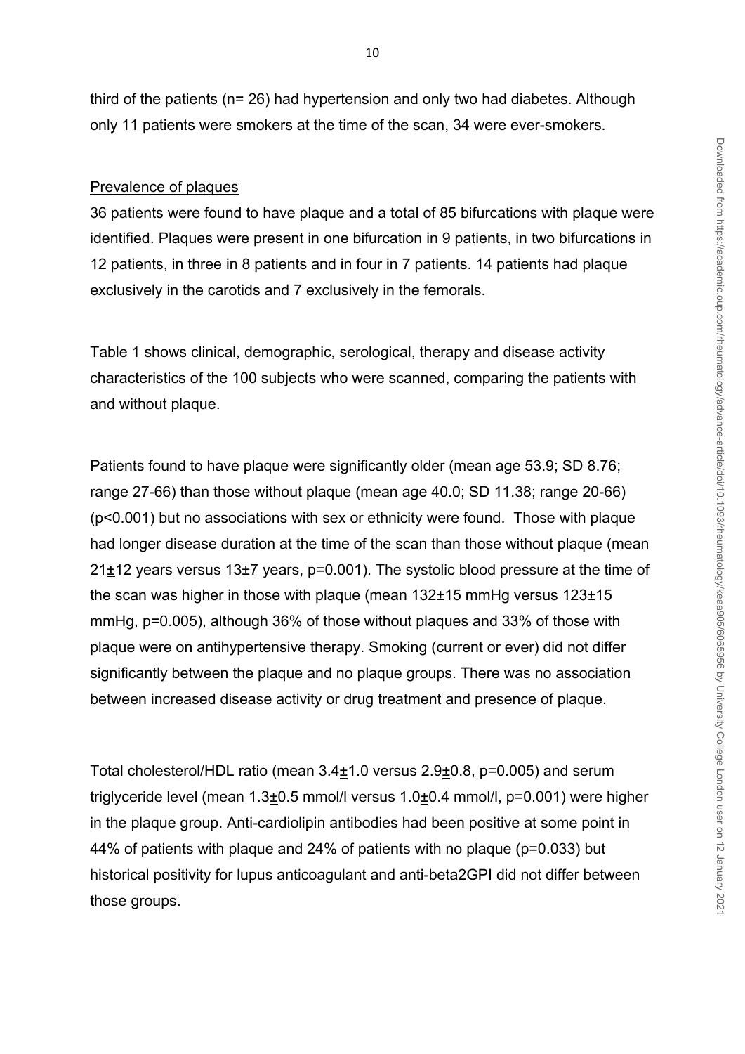third of the patients (n= 26) had hypertension and only two had diabetes. Although only 11 patients were smokers at the time of the scan, 34 were ever-smokers.

Prevalence of plaques

36 patients were found to have plaque and a total of 85 bifurcations with plaque were identified. Plaques were present in one bifurcation in 9 patients, in two bifurcations in 12 patients, in three in 8 patients and in four in 7 patients. 14 patients had plaque exclusively in the carotids and 7 exclusively in the femorals.

Table 1 shows clinical, demographic, serological, therapy and disease activity characteristics of the 100 subjects who were scanned, comparing the patients with and without plaque.

Patients found to have plaque were significantly older (mean age 53.9; SD 8.76; range 27-66) than those without plaque (mean age 40.0; SD 11.38; range 20-66) ($p<0.001$) but no associations with sex or ethnicity were found. Those with plaque had longer disease duration at the time of the scan than those without plaque (mean 21±12 years versus 13±7 years, $p=0.001$). The systolic blood pressure at the time of the scan was higher in those with plaque (mean 132±15 mmHg versus 123±15 mmHg, $p=0.005$), although 36% of those without plaques and 33% of those with plaque were on antihypertensive therapy. Smoking (current or ever) did not differ significantly between the plaque and no plaque groups. There was no association between increased disease activity or drug treatment and presence of plaque.

Total cholesterol/HDL ratio (mean 3.4±1.0 versus 2.9±0.8, $p=0.005$) and serum triglyceride level (mean 1.3±0.5 mmol/l versus 1.0±0.4 mmol/l, $p=0.001$) were higher in the plaque group. Anti-cardiolipin antibodies had been positive at some point in 44% of patients with plaque and 24% of patients with no plaque ($p=0.033$) but historical positivity for lupus anticoagulant and anti-beta2GPI did not differ between those groups.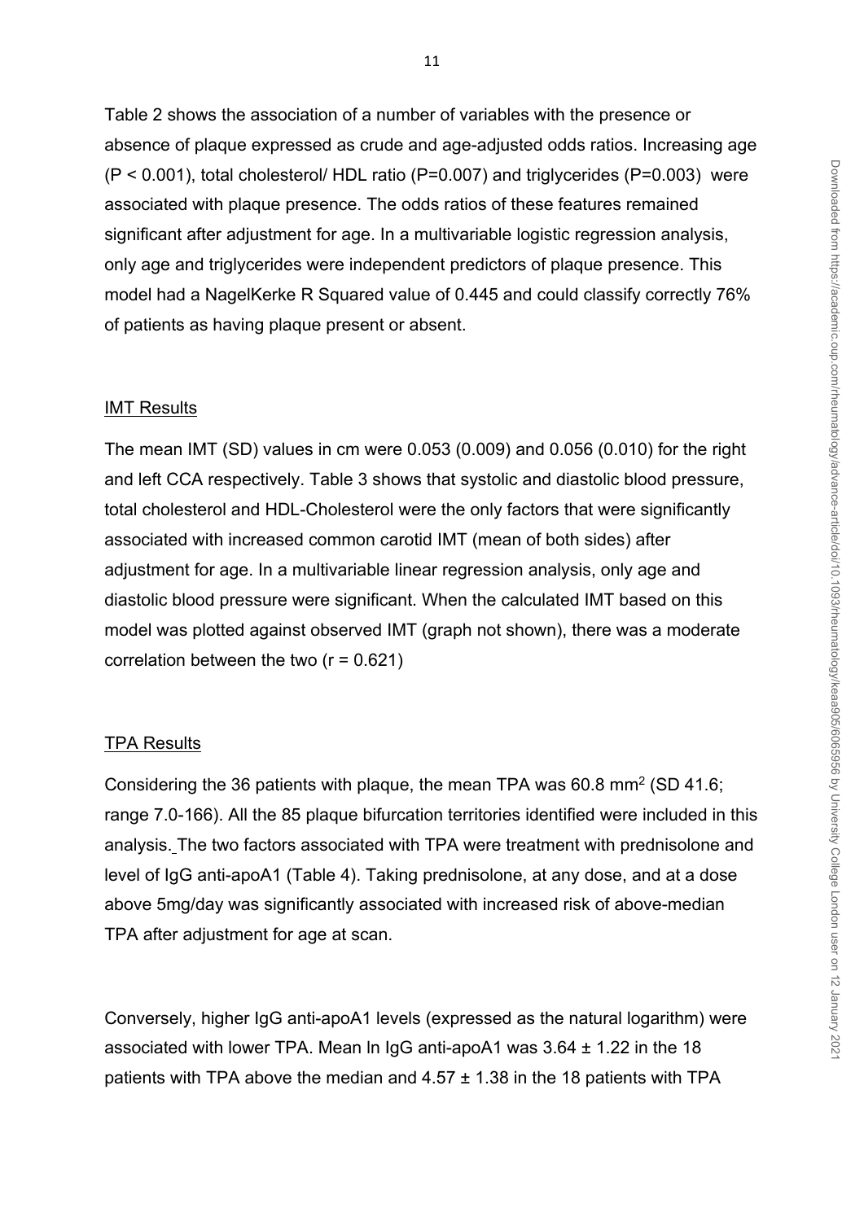Table 2 shows the association of a number of variables with the presence or absence of plaque expressed as crude and age-adjusted odds ratios. Increasing age ($P < 0.001$), total cholesterol/ HDL ratio ($P=0.007$) and triglycerides ($P=0.003$) were associated with plaque presence. The odds ratios of these features remained significant after adjustment for age. In a multivariable logistic regression analysis, only age and triglycerides were independent predictors of plaque presence. This model had a NagelKerke R Squared value of 0.445 and could classify correctly 76% of patients as having plaque present or absent.

IMT Results

The mean IMT (SD) values in cm were 0.053 (0.009) and 0.056 (0.010) for the right and left CCA respectively. Table 3 shows that systolic and diastolic blood pressure, total cholesterol and HDL-Cholesterol were the only factors that were significantly associated with increased common carotid IMT (mean of both sides) after adjustment for age. In a multivariable linear regression analysis, only age and diastolic blood pressure were significant. When the calculated IMT based on this model was plotted against observed IMT (graph not shown), there was a moderate correlation between the two ($r = 0.621$)

TPA Results

Considering the 36 patients with plaque, the mean TPA was 60.8 $mm^2$ (SD 41.6; range 7.0-166). All the 85 plaque bifurcation territories identified were included in this analysis. The two factors associated with TPA were treatment with prednisolone and level of IgG anti-apoA1 (Table 4). Taking prednisolone, at any dose, and at a dose above 5mg/day was significantly associated with increased risk of above-median TPA after adjustment for age at scan.

Conversely, higher IgG anti-apoA1 levels (expressed as the natural logarithm) were associated with lower TPA. Mean ln IgG anti-apoA1 was $3.64 \pm 1.22$ in the 18 patients with TPA above the median and $4.57 \pm 1.38$ in the 18 patients with TPA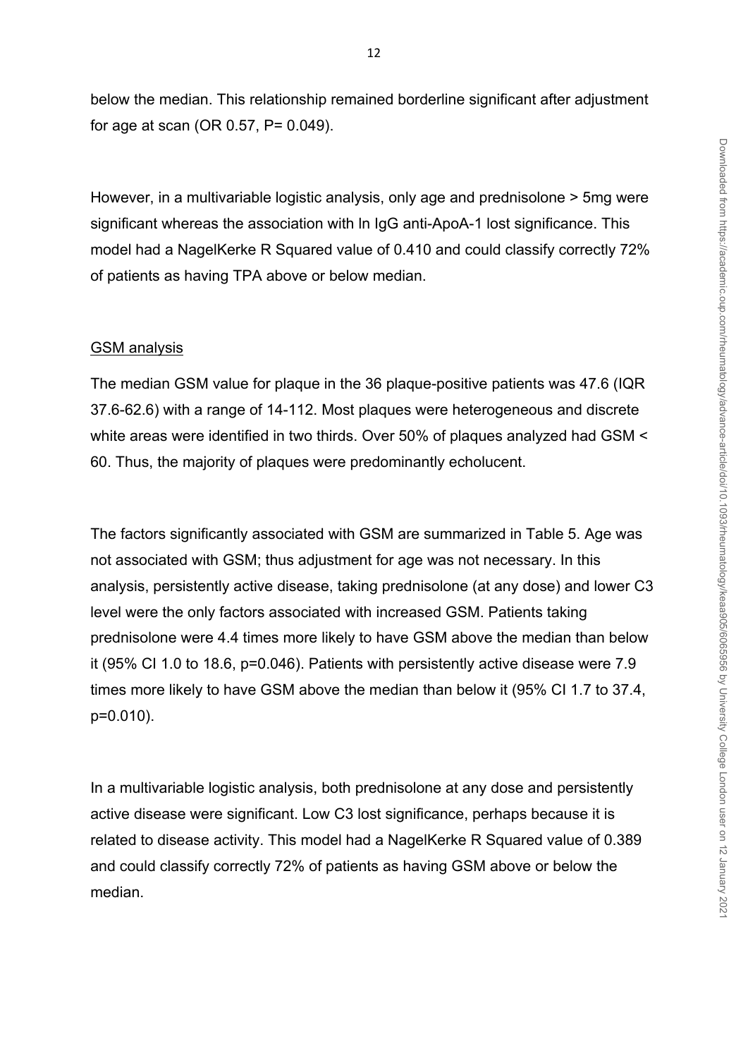below the median. This relationship remained borderline significant after adjustment for age at scan (OR 0.57, P= 0.049).

However, in a multivariable logistic analysis, only age and prednisolone > 5mg were significant whereas the association with ln IgG anti-ApoA-1 lost significance. This model had a NagelKerke R Squared value of 0.410 and could classify correctly 72% of patients as having TPA above or below median.

GSM analysis

The median GSM value for plaque in the 36 plaque-positive patients was 47.6 (IQR 37.6-62.6) with a range of 14-112. Most plaques were heterogeneous and discrete white areas were identified in two thirds. Over 50% of plaques analyzed had GSM < 60. Thus, the majority of plaques were predominantly echolucent.

The factors significantly associated with GSM are summarized in Table 5. Age was not associated with GSM; thus adjustment for age was not necessary. In this analysis, persistently active disease, taking prednisolone (at any dose) and lower C3 level were the only factors associated with increased GSM. Patients taking prednisolone were 4.4 times more likely to have GSM above the median than below it (95% CI 1.0 to 18.6, p=0.046). Patients with persistently active disease were 7.9 times more likely to have GSM above the median than below it (95% CI 1.7 to 37.4, p=0.010).

In a multivariable logistic analysis, both prednisolone at any dose and persistently active disease were significant. Low C3 lost significance, perhaps because it is related to disease activity. This model had a NagelKerke R Squared value of 0.389 and could classify correctly 72% of patients as having GSM above or below the median.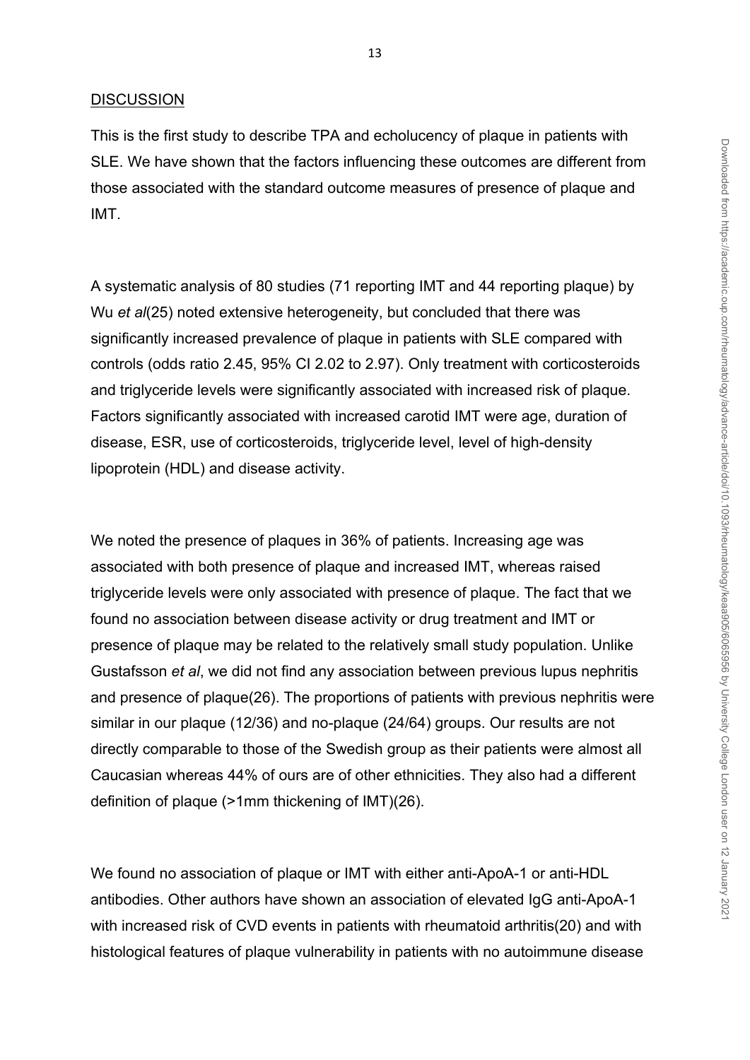## DISCUSSION

This is the first study to describe TPA and echolucency of plaque in patients with SLE. We have shown that the factors influencing these outcomes are different from those associated with the standard outcome measures of presence of plaque and IMT.

A systematic analysis of 80 studies (71 reporting IMT and 44 reporting plaque) by Wu *et al*(25) noted extensive heterogeneity, but concluded that there was significantly increased prevalence of plaque in patients with SLE compared with controls (odds ratio 2.45, 95% CI 2.02 to 2.97). Only treatment with corticosteroids and triglyceride levels were significantly associated with increased risk of plaque. Factors significantly associated with increased carotid IMT were age, duration of disease, ESR, use of corticosteroids, triglyceride level, level of high-density lipoprotein (HDL) and disease activity.

We noted the presence of plaques in 36% of patients. Increasing age was associated with both presence of plaque and increased IMT, whereas raised triglyceride levels were only associated with presence of plaque. The fact that we found no association between disease activity or drug treatment and IMT or presence of plaque may be related to the relatively small study population. Unlike Gustafsson *et al*, we did not find any association between previous lupus nephritis and presence of plaque(26). The proportions of patients with previous nephritis were similar in our plaque (12/36) and no-plaque (24/64) groups. Our results are not directly comparable to those of the Swedish group as their patients were almost all Caucasian whereas 44% of ours are of other ethnicities. They also had a different definition of plaque (>1mm thickening of IMT)(26).

We found no association of plaque or IMT with either anti-ApoA-1 or anti-HDL antibodies. Other authors have shown an association of elevated IgG anti-ApoA-1 with increased risk of CVD events in patients with rheumatoid arthritis(20) and with histological features of plaque vulnerability in patients with no autoimmune disease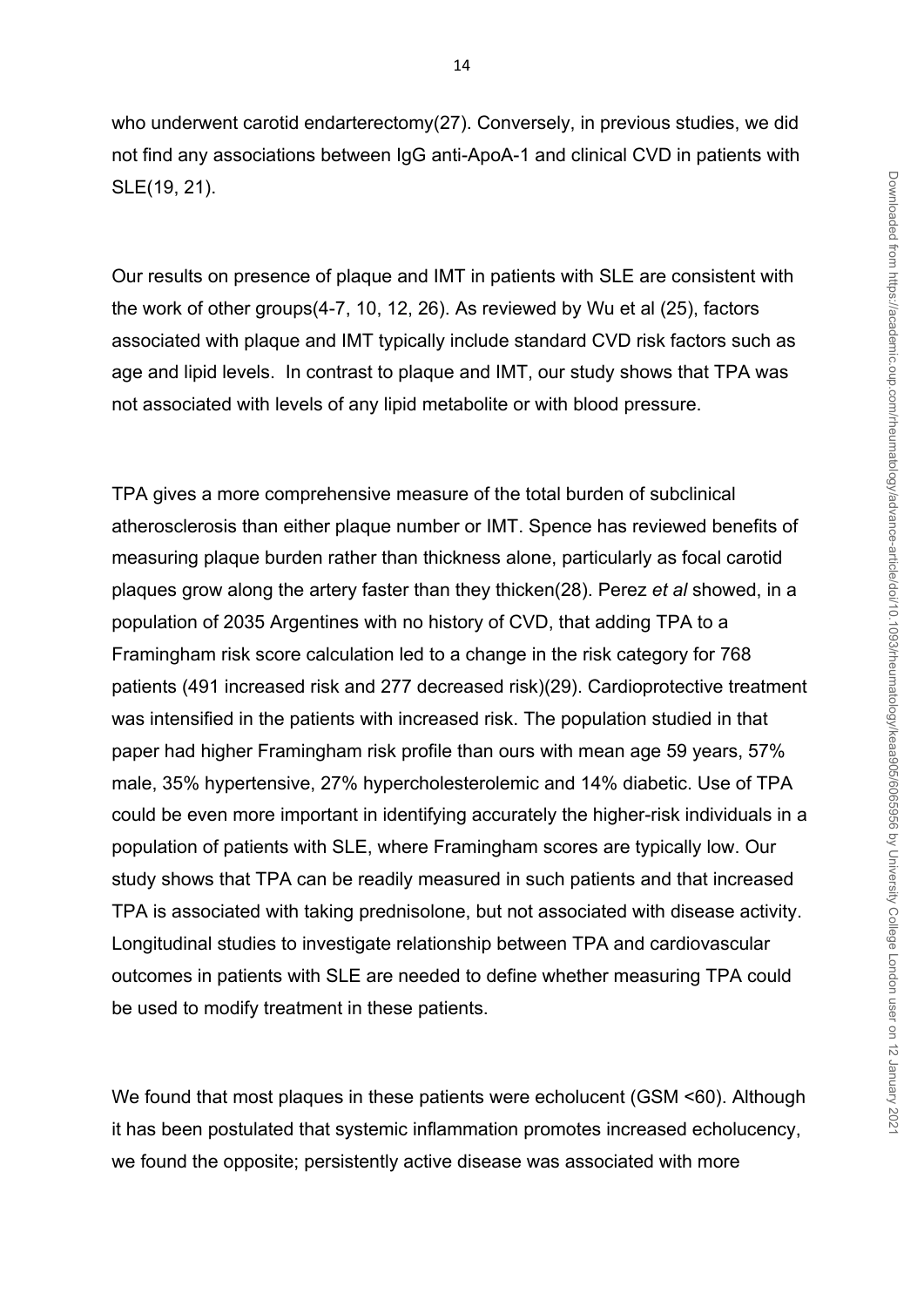who underwent carotid endarterectomy(27). Conversely, in previous studies, we did not find any associations between IgG anti-ApoA-1 and clinical CVD in patients with SLE(19, 21).

Our results on presence of plaque and IMT in patients with SLE are consistent with the work of other groups(4-7, 10, 12, 26). As reviewed by Wu et al (25), factors associated with plaque and IMT typically include standard CVD risk factors such as age and lipid levels. In contrast to plaque and IMT, our study shows that TPA was not associated with levels of any lipid metabolite or with blood pressure.

TPA gives a more comprehensive measure of the total burden of subclinical atherosclerosis than either plaque number or IMT. Spence has reviewed benefits of measuring plaque burden rather than thickness alone, particularly as focal carotid plaques grow along the artery faster than they thicken(28). Perez *et al* showed, in a population of 2035 Argentines with no history of CVD, that adding TPA to a Framingham risk score calculation led to a change in the risk category for 768 patients (491 increased risk and 277 decreased risk)(29). Cardioprotective treatment was intensified in the patients with increased risk. The population studied in that paper had higher Framingham risk profile than ours with mean age 59 years, 57% male, 35% hypertensive, 27% hypercholesterolemic and 14% diabetic. Use of TPA could be even more important in identifying accurately the higher-risk individuals in a population of patients with SLE, where Framingham scores are typically low. Our study shows that TPA can be readily measured in such patients and that increased TPA is associated with taking prednisolone, but not associated with disease activity. Longitudinal studies to investigate relationship between TPA and cardiovascular outcomes in patients with SLE are needed to define whether measuring TPA could be used to modify treatment in these patients.

We found that most plaques in these patients were echolucent (GSM <60). Although it has been postulated that systemic inflammation promotes increased echolucency, we found the opposite; persistently active disease was associated with more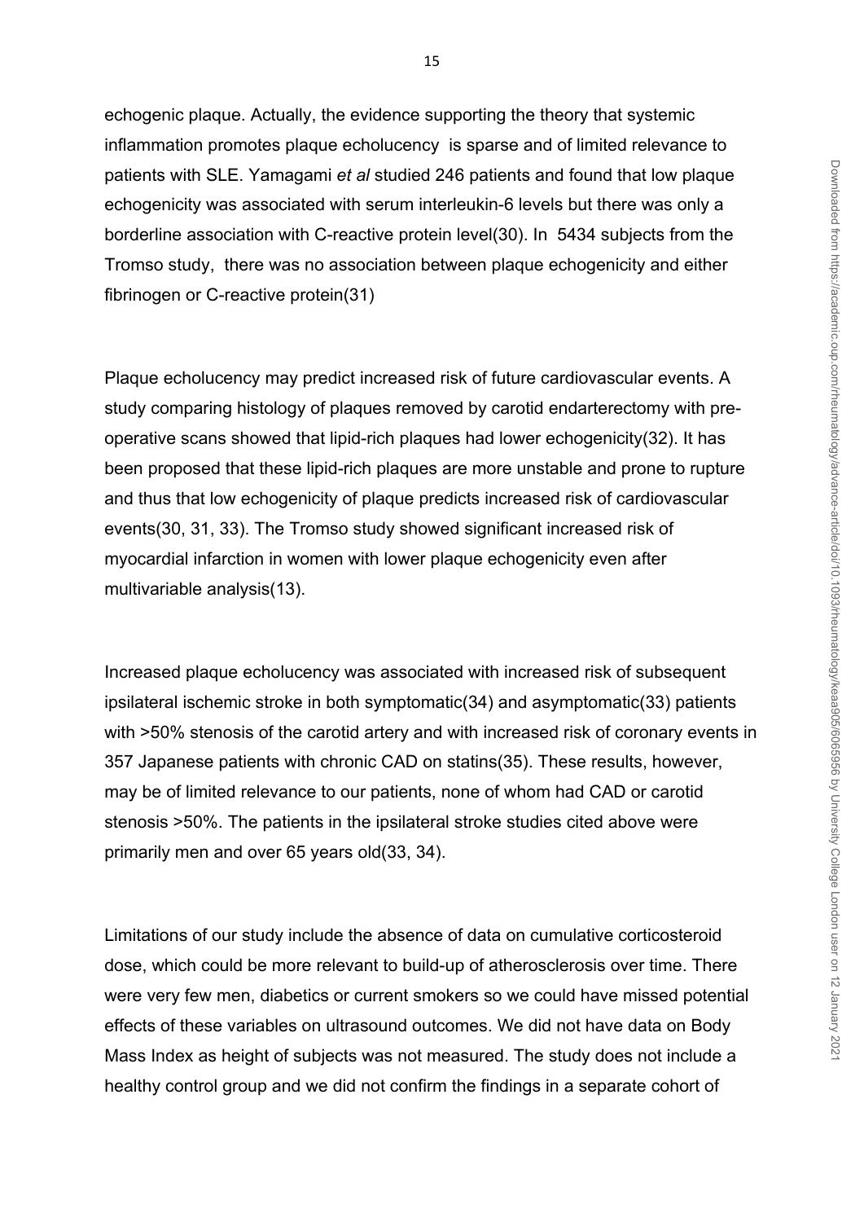echogenic plaque. Actually, the evidence supporting the theory that systemic inflammation promotes plaque echolucency is sparse and of limited relevance to patients with SLE. Yamagami *et al* studied 246 patients and found that low plaque echogenicity was associated with serum interleukin-6 levels but there was only a borderline association with C-reactive protein level(30). In 5434 subjects from the Tromso study, there was no association between plaque echogenicity and either fibrinogen or C-reactive protein(31)

Plaque echolucency may predict increased risk of future cardiovascular events. A study comparing histology of plaques removed by carotid endarterectomy with pre-operative scans showed that lipid-rich plaques had lower echogenicity(32). It has been proposed that these lipid-rich plaques are more unstable and prone to rupture and thus that low echogenicity of plaque predicts increased risk of cardiovascular events(30, 31, 33). The Tromso study showed significant increased risk of myocardial infarction in women with lower plaque echogenicity even after multivariable analysis(13).

Increased plaque echolucency was associated with increased risk of subsequent ipsilateral ischemic stroke in both symptomatic(34) and asymptomatic(33) patients with >50% stenosis of the carotid artery and with increased risk of coronary events in 357 Japanese patients with chronic CAD on statins(35). These results, however, may be of limited relevance to our patients, none of whom had CAD or carotid stenosis >50%. The patients in the ipsilateral stroke studies cited above were primarily men and over 65 years old(33, 34).

Limitations of our study include the absence of data on cumulative corticosteroid dose, which could be more relevant to build-up of atherosclerosis over time. There were very few men, diabetics or current smokers so we could have missed potential effects of these variables on ultrasound outcomes. We did not have data on Body Mass Index as height of subjects was not measured. The study does not include a healthy control group and we did not confirm the findings in a separate cohort of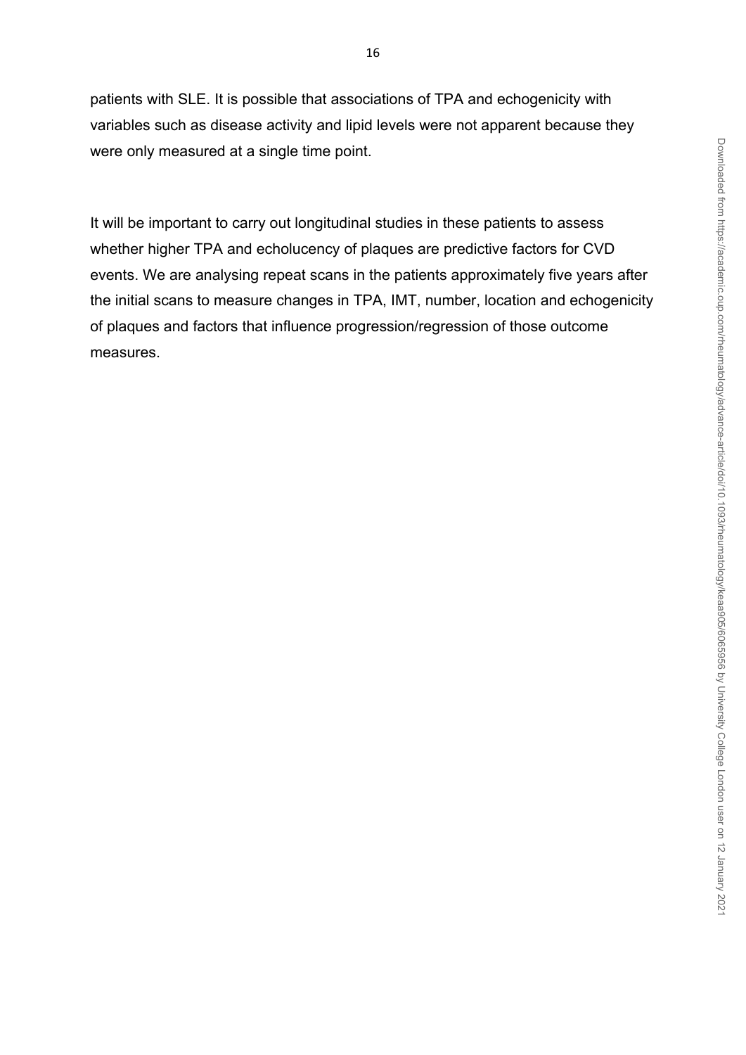patients with SLE. It is possible that associations of TPA and echogenicity with variables such as disease activity and lipid levels were not apparent because they were only measured at a single time point.

It will be important to carry out longitudinal studies in these patients to assess whether higher TPA and echolucency of plaques are predictive factors for CVD events. We are analysing repeat scans in the patients approximately five years after the initial scans to measure changes in TPA, IMT, number, location and echogenicity of plaques and factors that influence progression/regression of those outcome measures.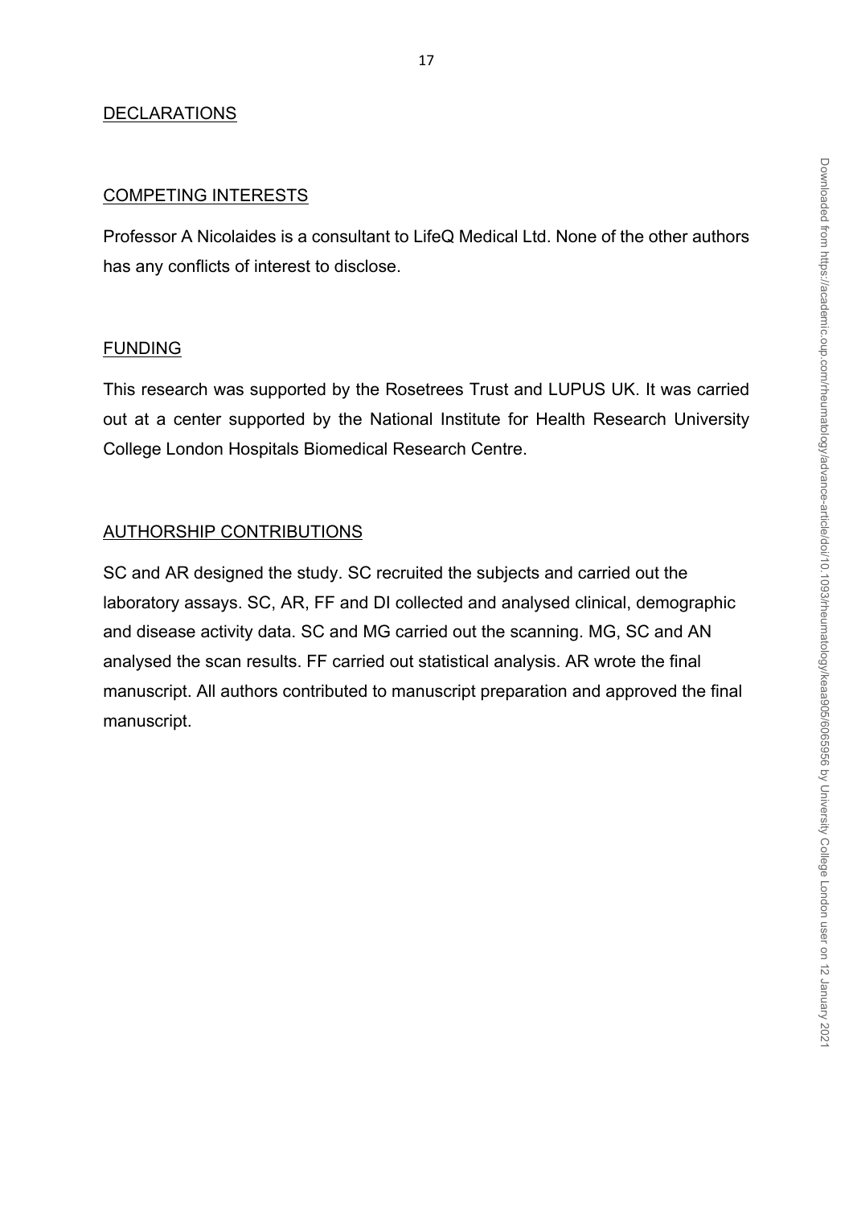## DECLARATIONS

### COMPETING INTERESTS

Professor A Nicolaides is a consultant to LifeQ Medical Ltd. None of the other authors has any conflicts of interest to disclose.

### FUNDING

This research was supported by the Rosetrees Trust and LUPUS UK. It was carried out at a center supported by the National Institute for Health Research University College London Hospitals Biomedical Research Centre.

### AUTHORSHIP CONTRIBUTIONS

SC and AR designed the study. SC recruited the subjects and carried out the laboratory assays. SC, AR, FF and DI collected and analysed clinical, demographic and disease activity data. SC and MG carried out the scanning. MG, SC and AN analysed the scan results. FF carried out statistical analysis. AR wrote the final manuscript. All authors contributed to manuscript preparation and approved the final manuscript.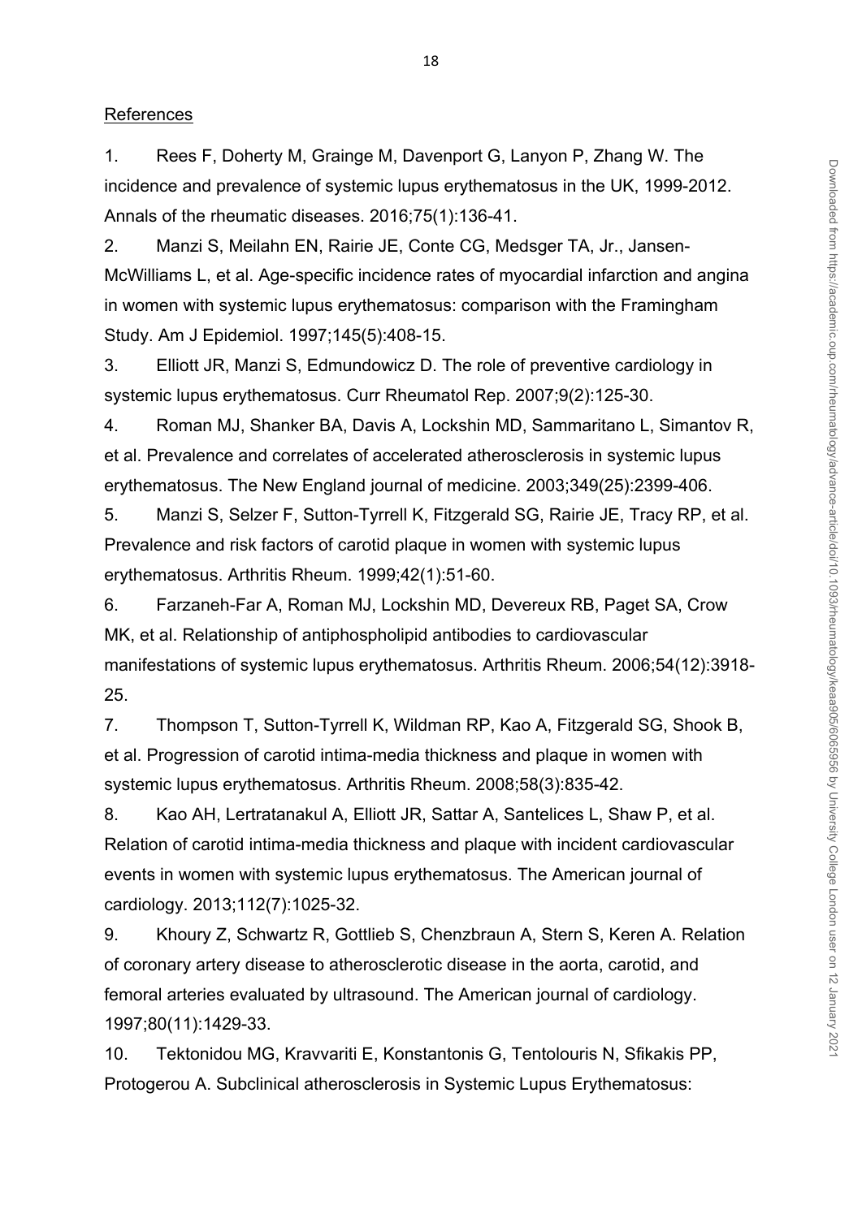References

1. Rees F, Doherty M, Grainge M, Davenport G, Lanyon P, Zhang W. The incidence and prevalence of systemic lupus erythematosus in the UK, 1999-2012. Annals of the rheumatic diseases. 2016;75(1):136-41.

2. Manzi S, Meilahn EN, Rairie JE, Conte CG, Medsger TA, Jr., Jansen-McWilliams L, et al. Age-specific incidence rates of myocardial infarction and angina in women with systemic lupus erythematosus: comparison with the Framingham Study. Am J Epidemiol. 1997;145(5):408-15.

3. Elliott JR, Manzi S, Edmundowicz D. The role of preventive cardiology in systemic lupus erythematosus. Curr Rheumatol Rep. 2007;9(2):125-30.

4. Roman MJ, Shanker BA, Davis A, Lockshin MD, Sammaritano L, Simantov R, et al. Prevalence and correlates of accelerated atherosclerosis in systemic lupus erythematosus. The New England journal of medicine. 2003;349(25):2399-406.

5. Manzi S, Selzer F, Sutton-Tyrrell K, Fitzgerald SG, Rairie JE, Tracy RP, et al. Prevalence and risk factors of carotid plaque in women with systemic lupus erythematosus. Arthritis Rheum. 1999;42(1):51-60.

6. Farzaneh-Far A, Roman MJ, Lockshin MD, Devereux RB, Paget SA, Crow MK, et al. Relationship of antiphospholipid antibodies to cardiovascular manifestations of systemic lupus erythematosus. Arthritis Rheum. 2006;54(12):3918-25.

7. Thompson T, Sutton-Tyrrell K, Wildman RP, Kao A, Fitzgerald SG, Shook B, et al. Progression of carotid intima-media thickness and plaque in women with systemic lupus erythematosus. Arthritis Rheum. 2008;58(3):835-42.

8. Kao AH, Lertratanakul A, Elliott JR, Sattar A, Santelices L, Shaw P, et al. Relation of carotid intima-media thickness and plaque with incident cardiovascular events in women with systemic lupus erythematosus. The American journal of cardiology. 2013;112(7):1025-32.

9. Khoury Z, Schwartz R, Gottlieb S, Chenzbraun A, Stern S, Keren A. Relation of coronary artery disease to atherosclerotic disease in the aorta, carotid, and femoral arteries evaluated by ultrasound. The American journal of cardiology. 1997;80(11):1429-33.

10. Tektonidou MG, Kravvariti E, Konstantonis G, Tentolouris N, Sfikakis PP, Protogerou A. Subclinical atherosclerosis in Systemic Lupus Erythematosus: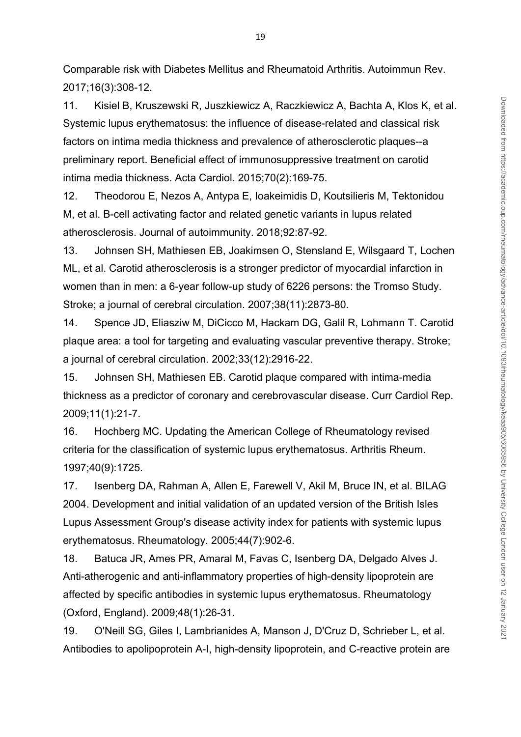Comparable risk with Diabetes Mellitus and Rheumatoid Arthritis. Autoimmun Rev. 2017;16(3):308-12.

11. Kisiel B, Kruszewski R, Juszkiewicz A, Raczkiewicz A, Bachta A, Klos K, et al. Systemic lupus erythematosus: the influence of disease-related and classical risk factors on intima media thickness and prevalence of atherosclerotic plaques--a preliminary report. Beneficial effect of immunosuppressive treatment on carotid intima media thickness. Acta Cardiol. 2015;70(2):169-75.

12. Theodorou E, Nezos A, Antypa E, Ioakeimidis D, Koutsilieris M, Tektonidou M, et al. B-cell activating factor and related genetic variants in lupus related atherosclerosis. Journal of autoimmunity. 2018;92:87-92.

13. Johnsen SH, Mathiesen EB, Joakimsen O, Stensland E, Wilsgaard T, Lochen ML, et al. Carotid atherosclerosis is a stronger predictor of myocardial infarction in women than in men: a 6-year follow-up study of 6226 persons: the Tromso Study. Stroke; a journal of cerebral circulation. 2007;38(11):2873-80.

14. Spence JD, Eliasziw M, DiCicco M, Hackam DG, Galil R, Lohmann T. Carotid plaque area: a tool for targeting and evaluating vascular preventive therapy. Stroke; a journal of cerebral circulation. 2002;33(12):2916-22.

15. Johnsen SH, Mathiesen EB. Carotid plaque compared with intima-media thickness as a predictor of coronary and cerebrovascular disease. Curr Cardiol Rep. 2009;11(1):21-7.

16. Hochberg MC. Updating the American College of Rheumatology revised criteria for the classification of systemic lupus erythematosus. Arthritis Rheum. 1997;40(9):1725.

17. Isenberg DA, Rahman A, Allen E, Farewell V, Akil M, Bruce IN, et al. BILAG 2004. Development and initial validation of an updated version of the British Isles Lupus Assessment Group's disease activity index for patients with systemic lupus erythematosus. Rheumatology. 2005;44(7):902-6.

18. Batuca JR, Ames PR, Amaral M, Favas C, Isenberg DA, Delgado Alves J. Anti-atherogenic and anti-inflammatory properties of high-density lipoprotein are affected by specific antibodies in systemic lupus erythematosus. Rheumatology (Oxford, England). 2009;48(1):26-31.

19. O'Neill SG, Giles I, Lambrianides A, Manson J, D'Cruz D, Schrieber L, et al. Antibodies to apolipoprotein A-I, high-density lipoprotein, and C-reactive protein are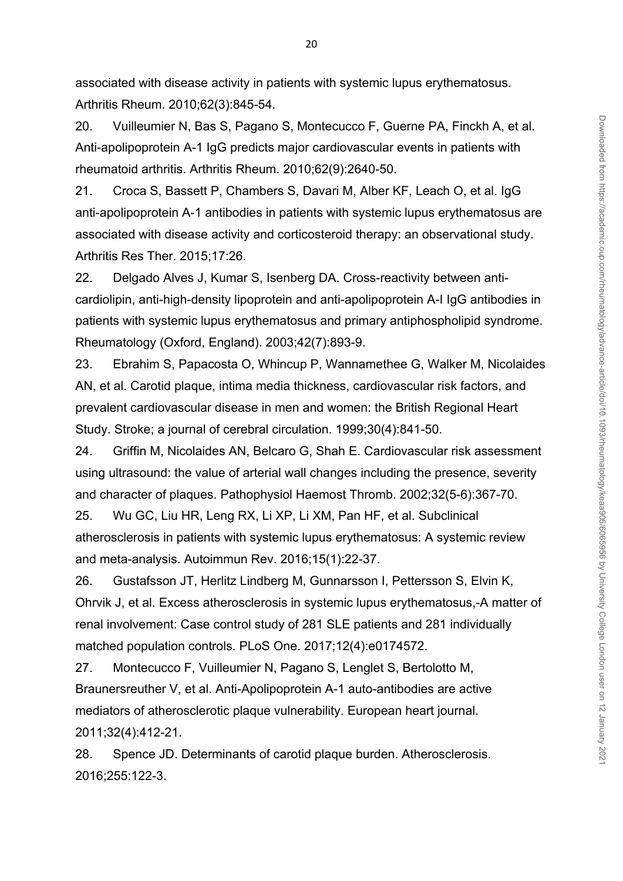associated with disease activity in patients with systemic lupus erythematosus. Arthritis Rheum. 2010;62(3):845-54.

20. Vuilleumier N, Bas S, Pagano S, Montecucco F, Guerne PA, Finckh A, et al. Anti-apolipoprotein A-1 IgG predicts major cardiovascular events in patients with rheumatoid arthritis. Arthritis Rheum. 2010;62(9):2640-50.

21. Croca S, Bassett P, Chambers S, Davari M, Alber KF, Leach O, et al. IgG anti-apolipoprotein A-1 antibodies in patients with systemic lupus erythematosus are associated with disease activity and corticosteroid therapy: an observational study. Arthritis Res Ther. 2015;17:26.

22. Delgado Alves J, Kumar S, Isenberg DA. Cross-reactivity between anti-cardiolipin, anti-high-density lipoprotein and anti-apolipoprotein A-I IgG antibodies in patients with systemic lupus erythematosus and primary antiphospholipid syndrome. Rheumatology (Oxford, England). 2003;42(7):893-9.

23. Ebrahim S, Papacosta O, Whincup P, Wannamethee G, Walker M, Nicolaides AN, et al. Carotid plaque, intima media thickness, cardiovascular risk factors, and prevalent cardiovascular disease in men and women: the British Regional Heart Study. Stroke; a journal of cerebral circulation. 1999;30(4):841-50.

24. Griffin M, Nicolaides AN, Belcaro G, Shah E. Cardiovascular risk assessment using ultrasound: the value of arterial wall changes including the presence, severity and character of plaques. Pathophysiol Haemost Thromb. 2002;32(5-6):367-70.

25. Wu GC, Liu HR, Leng RX, Li XP, Li XM, Pan HF, et al. Subclinical atherosclerosis in patients with systemic lupus erythematosus: A systemic review and meta-analysis. Autoimmun Rev. 2016;15(1):22-37.

26. Gustafsson JT, Herlitz Lindberg M, Gunnarsson I, Pettersson S, Elvin K, Ohrvik J, et al. Excess atherosclerosis in systemic lupus erythematosus,-A matter of renal involvement: Case control study of 281 SLE patients and 281 individually matched population controls. PLoS One. 2017;12(4):e0174572.

27. Montecucco F, Vuilleumier N, Pagano S, Lenglet S, Bertolotto M, Braunersreuther V, et al. Anti-Apolipoprotein A-1 auto-antibodies are active mediators of atherosclerotic plaque vulnerability. European heart journal. 2011;32(4):412-21.

28. Spence JD. Determinants of carotid plaque burden. Atherosclerosis. 2016;255:122-3.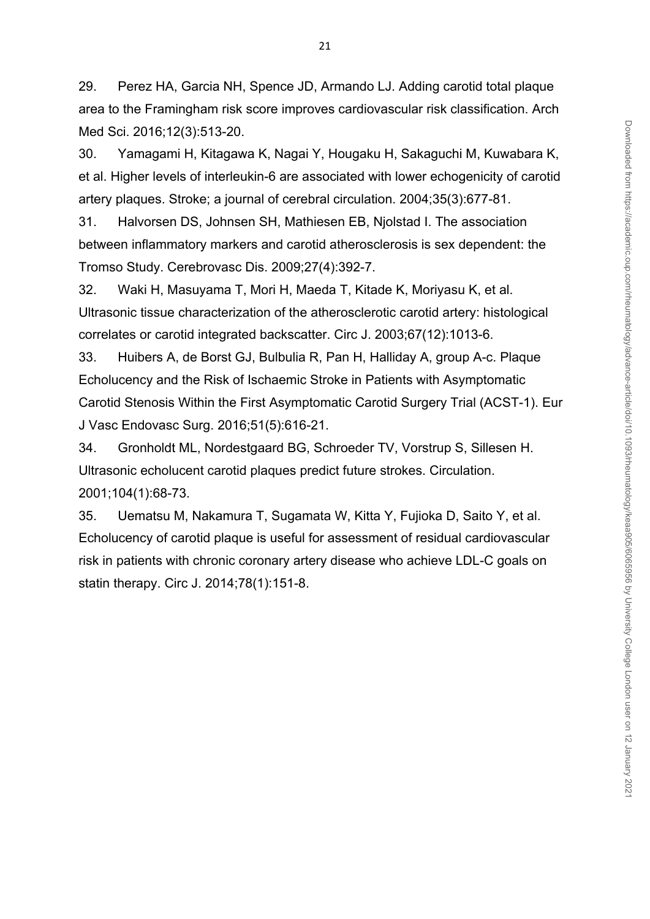29. Perez HA, Garcia NH, Spence JD, Armando LJ. Adding carotid total plaque area to the Framingham risk score improves cardiovascular risk classification. Arch Med Sci. 2016;12(3):513-20.

30. Yamagami H, Kitagawa K, Nagai Y, Hougaku H, Sakaguchi M, Kuwabara K, et al. Higher levels of interleukin-6 are associated with lower echogenicity of carotid artery plaques. Stroke; a journal of cerebral circulation. 2004;35(3):677-81.

31. Halvorsen DS, Johnsen SH, Mathiesen EB, Njolstad I. The association between inflammatory markers and carotid atherosclerosis is sex dependent: the Tromso Study. Cerebrovasc Dis. 2009;27(4):392-7.

32. Waki H, Masuyama T, Mori H, Maeda T, Kitade K, Moriyasu K, et al. Ultrasonic tissue characterization of the atherosclerotic carotid artery: histological correlates or carotid integrated backscatter. Circ J. 2003;67(12):1013-6.

33. Huibers A, de Borst GJ, Bulbulia R, Pan H, Halliday A, group A-c. Plaque Echolucency and the Risk of Ischaemic Stroke in Patients with Asymptomatic Carotid Stenosis Within the First Asymptomatic Carotid Surgery Trial (ACST-1). Eur J Vasc Endovasc Surg. 2016;51(5):616-21.

34. Gronholdt ML, Nordestgaard BG, Schroeder TV, Vorstrup S, Sillesen H. Ultrasonic echolucent carotid plaques predict future strokes. Circulation. 2001;104(1):68-73.

35. Uematsu M, Nakamura T, Sugamata W, Kitta Y, Fujioka D, Saito Y, et al. Echolucency of carotid plaque is useful for assessment of residual cardiovascular risk in patients with chronic coronary artery disease who achieve LDL-C goals on statin therapy. Circ J. 2014;78(1):151-8.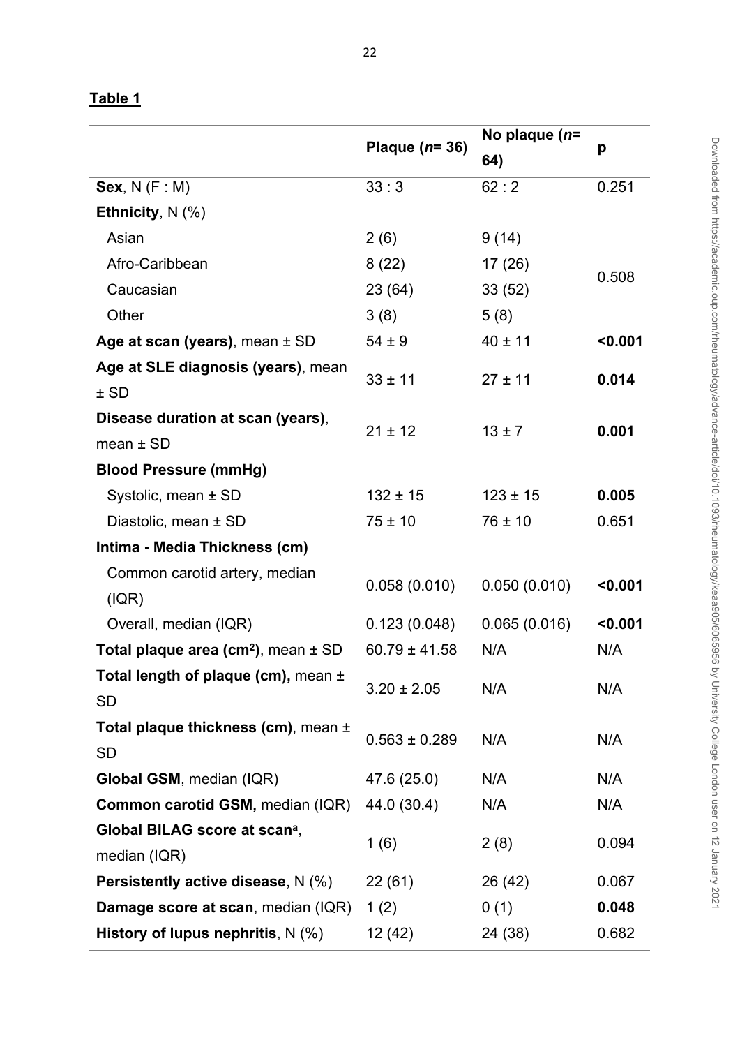**Table 1**

| | Plaque (*n*= 36) | No plaque (*n*= 64) | p |
|---|---|---|---|
| **Sex**, N (F : M) | 33 : 3 | 62 : 2 | 0.251 |
| **Ethnicity**, N (%) | | | |
| Asian | 2 (6) | 9 (14) | 0.508 |
| Afro-Caribbean | 8 (22) | 17 (26) | |
| Caucasian | 23 (64) | 33 (52) | |
| Other | 3 (8) | 5 (8) | |
| **Age at scan (years)**, mean ± SD | 54 ± 9 | 40 ± 11 | **<0.001** |
| **Age at SLE diagnosis (years)**, mean ± SD | 33 ± 11 | 27 ± 11 | **0.014** |
| **Disease duration at scan (years)**, mean ± SD | 21 ± 12 | 13 ± 7 | **0.001** |
| **Blood Pressure (mmHg)** | | | |
| Systolic, mean ± SD | 132 ± 15 | 123 ± 15 | **0.005** |
| Diastolic, mean ± SD | 75 ± 10 | 76 ± 10 | 0.651 |
| **Intima - Media Thickness (cm)** | | | |
| Common carotid artery, median (IQR) | 0.058 (0.010) | 0.050 (0.010) | **<0.001** |
| Overall, median (IQR) | 0.123 (0.048) | 0.065 (0.016) | **<0.001** |
| **Total plaque area (cm²)**, mean ± SD | 60.79 ± 41.58 | N/A | N/A |
| **Total length of plaque (cm),** mean ± SD | 3.20 ± 2.05 | N/A | N/A |
| **Total plaque thickness (cm)**, mean ± SD | 0.563 ± 0.289 | N/A | N/A |
| **Global GSM**, median (IQR) | 47.6 (25.0) | N/A | N/A |
| **Common carotid GSM,** median (IQR) | 44.0 (30.4) | N/A | N/A |
| **Global BILAG score at scan**[a], median (IQR) | 1 (6) | 2 (8) | 0.094 |
| **Persistently active disease**, N (%) | 22 (61) | 26 (42) | 0.067 |
| **Damage score at scan**, median (IQR) | 1 (2) | 0 (1) | **0.048** |
| **History of lupus nephritis**, N (%) | 12 (42) | 24 (38) | 0.682 |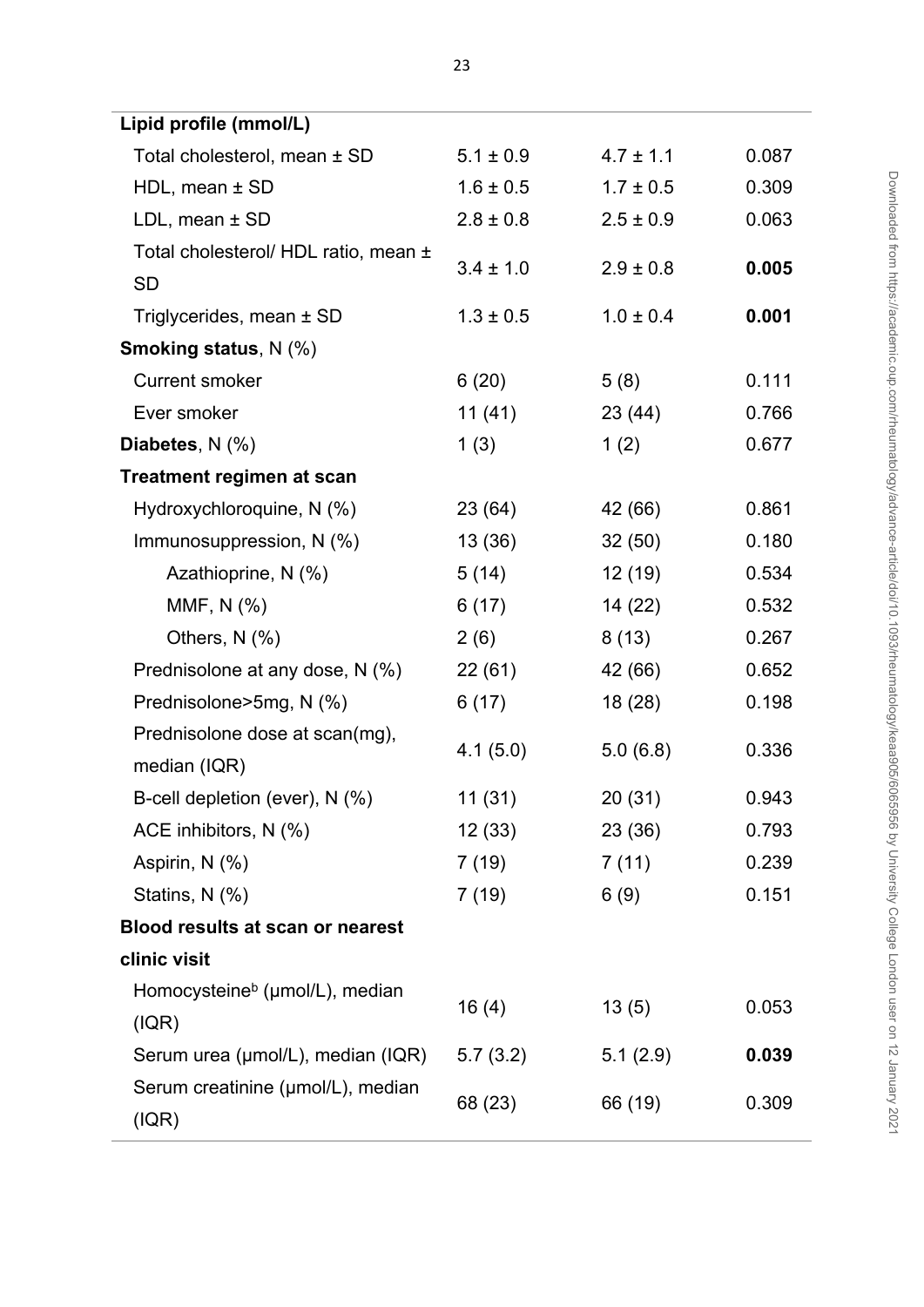| | | | |
|---|---|---|---|
| **Lipid profile (mmol/L)** | | | |
| Total cholesterol, mean ± SD | 5.1 ± 0.9 | 4.7 ± 1.1 | 0.087 |
| HDL, mean ± SD | 1.6 ± 0.5 | 1.7 ± 0.5 | 0.309 |
| LDL, mean ± SD | 2.8 ± 0.8 | 2.5 ± 0.9 | 0.063 |
| Total cholesterol/ HDL ratio, mean ± SD | 3.4 ± 1.0 | 2.9 ± 0.8 | **0.005** |
| Triglycerides, mean ± SD | 1.3 ± 0.5 | 1.0 ± 0.4 | **0.001** |
| **Smoking status**, N (%) | | | |
| Current smoker | 6 (20) | 5 (8) | 0.111 |
| Ever smoker | 11 (41) | 23 (44) | 0.766 |
| **Diabetes**, N (%) | 1 (3) | 1 (2) | 0.677 |
| **Treatment regimen at scan** | | | |
| Hydroxychloroquine, N (%) | 23 (64) | 42 (66) | 0.861 |
| Immunosuppression, N (%) | 13 (36) | 32 (50) | 0.180 |
| Azathioprine, N (%) | 5 (14) | 12 (19) | 0.534 |
| MMF, N (%) | 6 (17) | 14 (22) | 0.532 |
| Others, N (%) | 2 (6) | 8 (13) | 0.267 |
| Prednisolone at any dose, N (%) | 22 (61) | 42 (66) | 0.652 |
| Prednisolone>5mg, N (%) | 6 (17) | 18 (28) | 0.198 |
| Prednisolone dose at scan(mg), median (IQR) | 4.1 (5.0) | 5.0 (6.8) | 0.336 |
| B-cell depletion (ever), N (%) | 11 (31) | 20 (31) | 0.943 |
| ACE inhibitors, N (%) | 12 (33) | 23 (36) | 0.793 |
| Aspirin, N (%) | 7 (19) | 7 (11) | 0.239 |
| Statins, N (%) | 7 (19) | 6 (9) | 0.151 |
| **Blood results at scan or nearest clinic visit** | | | |
| Homocysteine[b] (μmol/L), median (IQR) | 16 (4) | 13 (5) | 0.053 |
| Serum urea (μmol/L), median (IQR) | 5.7 (3.2) | 5.1 (2.9) | **0.039** |
| Serum creatinine (μmol/L), median (IQR) | 68 (23) | 66 (19) | 0.309 |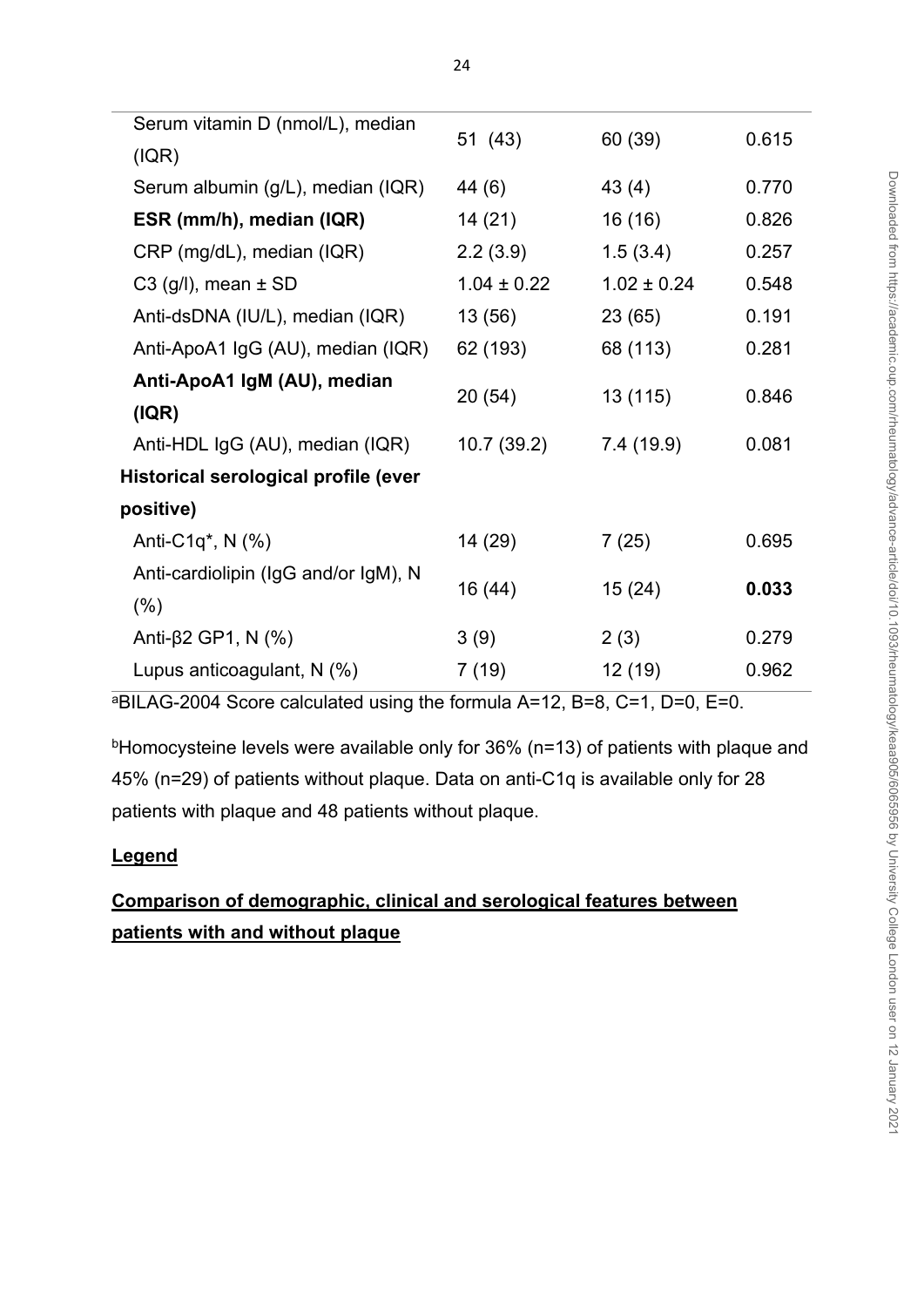| | | | |
|---|---|---|---|
| Serum vitamin D (nmol/L), median (IQR) | 51 (43) | 60 (39) | 0.615 |
| Serum albumin (g/L), median (IQR) | 44 (6) | 43 (4) | 0.770 |
| **ESR (mm/h), median (IQR)** | 14 (21) | 16 (16) | 0.826 |
| CRP (mg/dL), median (IQR) | 2.2 (3.9) | 1.5 (3.4) | 0.257 |
| C3 (g/l), mean ± SD | 1.04 ± 0.22 | 1.02 ± 0.24 | 0.548 |
| Anti-dsDNA (IU/L), median (IQR) | 13 (56) | 23 (65) | 0.191 |
| Anti-ApoA1 IgG (AU), median (IQR) | 62 (193) | 68 (113) | 0.281 |
| **Anti-ApoA1 IgM (AU), median (IQR)** | 20 (54) | 13 (115) | 0.846 |
| Anti-HDL IgG (AU), median (IQR) | 10.7 (39.2) | 7.4 (19.9) | 0.081 |
| **Historical serological profile (ever positive)** | | | |
| Anti-C1q*, N (%) | 14 (29) | 7 (25) | 0.695 |
| Anti-cardiolipin (IgG and/or IgM), N (%) | 16 (44) | 15 (24) | **0.033** |
| Anti-β2 GP1, N (%) | 3 (9) | 2 (3) | 0.279 |
| Lupus anticoagulant, N (%) | 7 (19) | 12 (19) | 0.962 |

[a]BILAG-2004 Score calculated using the formula A=12, B=8, C=1, D=0, E=0.

[b]Homocysteine levels were available only for 36% (n=13) of patients with plaque and 45% (n=29) of patients without plaque. Data on anti-C1q is available only for 28 patients with plaque and 48 patients without plaque.

**Legend**

**Comparison of demographic, clinical and serological features between patients with and without plaque**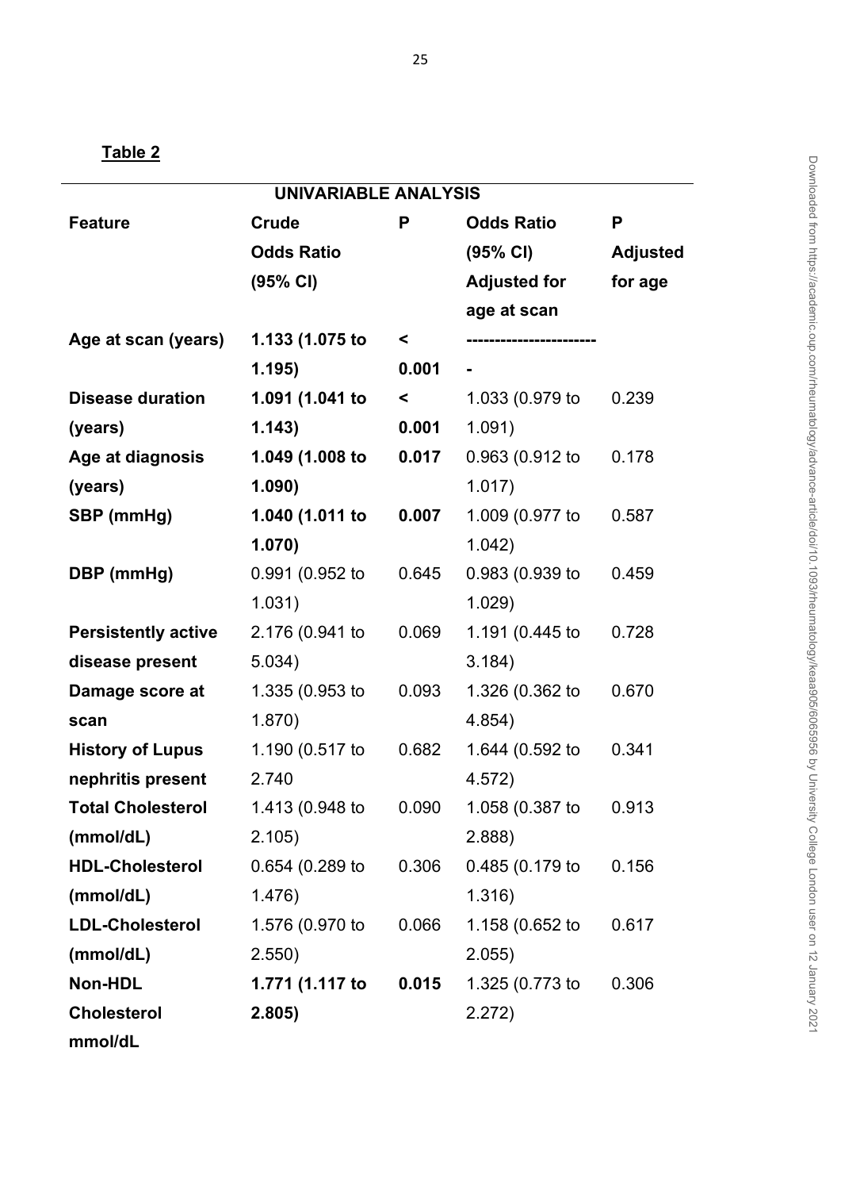**Table 2**

| UNIVARIABLE ANALYSIS | | | | |
|---|---|---|---|---|
| **Feature** | **Crude Odds Ratio (95% CI)** | **P** | **Odds Ratio (95% CI) Adjusted for age at scan** | **P Adjusted for age** |
| **Age at scan (years)** | **1.133 (1.075 to 1.195)** | **< 0.001** | ---------------------- | - |
| **Disease duration (years)** | **1.091 (1.041 to 1.143)** | **< 0.001** | 1.033 (0.979 to 1.091) | 0.239 |
| **Age at diagnosis (years)** | **1.049 (1.008 to 1.090)** | **0.017** | 0.963 (0.912 to 1.017) | 0.178 |
| **SBP (mmHg)** | **1.040 (1.011 to 1.070)** | **0.007** | 1.009 (0.977 to 1.042) | 0.587 |
| **DBP (mmHg)** | 0.991 (0.952 to 1.031) | 0.645 | 0.983 (0.939 to 1.029) | 0.459 |
| **Persistently active disease present** | 2.176 (0.941 to 5.034) | 0.069 | 1.191 (0.445 to 3.184) | 0.728 |
| **Damage score at scan** | 1.335 (0.953 to 1.870) | 0.093 | 1.326 (0.362 to 4.854) | 0.670 |
| **History of Lupus nephritis present** | 1.190 (0.517 to 2.740 | 0.682 | 1.644 (0.592 to 4.572) | 0.341 |
| **Total Cholesterol (mmol/dL)** | 1.413 (0.948 to 2.105) | 0.090 | 1.058 (0.387 to 2.888) | 0.913 |
| **HDL-Cholesterol (mmol/dL)** | 0.654 (0.289 to 1.476) | 0.306 | 0.485 (0.179 to 1.316) | 0.156 |
| **LDL-Cholesterol (mmol/dL)** | 1.576 (0.970 to 2.550) | 0.066 | 1.158 (0.652 to 2.055) | 0.617 |
| **Non-HDL Cholesterol mmol/dL** | **1.771 (1.117 to 2.805)** | **0.015** | 1.325 (0.773 to 2.272) | 0.306 |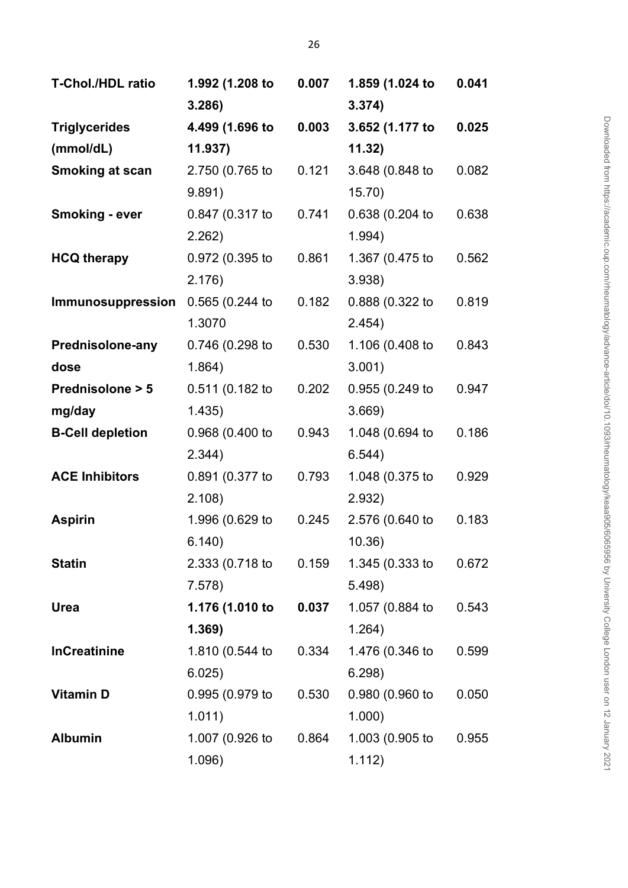| | | | | |
|---|---|---|---|---|
| **T-Chol./HDL ratio** | **1.992 (1.208 to 3.286)** | **0.007** | **1.859 (1.024 to 3.374)** | **0.041** |
| **Triglycerides (mmol/dL)** | **4.499 (1.696 to 11.937)** | **0.003** | **3.652 (1.177 to 11.32)** | **0.025** |
| **Smoking at scan** | 2.750 (0.765 to 9.891) | 0.121 | 3.648 (0.848 to 15.70) | 0.082 |
| **Smoking - ever** | 0.847 (0.317 to 2.262) | 0.741 | 0.638 (0.204 to 1.994) | 0.638 |
| **HCQ therapy** | 0.972 (0.395 to 2.176) | 0.861 | 1.367 (0.475 to 3.938) | 0.562 |
| **Immunosuppression** | 0.565 (0.244 to 1.3070 | 0.182 | 0.888 (0.322 to 2.454) | 0.819 |
| **Prednisolone-any dose** | 0.746 (0.298 to 1.864) | 0.530 | 1.106 (0.408 to 3.001) | 0.843 |
| **Prednisolone > 5 mg/day** | 0.511 (0.182 to 1.435) | 0.202 | 0.955 (0.249 to 3.669) | 0.947 |
| **B-Cell depletion** | 0.968 (0.400 to 2.344) | 0.943 | 1.048 (0.694 to 6.544) | 0.186 |
| **ACE Inhibitors** | 0.891 (0.377 to 2.108) | 0.793 | 1.048 (0.375 to 2.932) | 0.929 |
| **Aspirin** | 1.996 (0.629 to 6.140) | 0.245 | 2.576 (0.640 to 10.36) | 0.183 |
| **Statin** | 2.333 (0.718 to 7.578) | 0.159 | 1.345 (0.333 to 5.498) | 0.672 |
| **Urea** | **1.176 (1.010 to 1.369)** | **0.037** | 1.057 (0.884 to 1.264) | 0.543 |
| **lnCreatinine** | 1.810 (0.544 to 6.025) | 0.334 | 1.476 (0.346 to 6.298) | 0.599 |
| **Vitamin D** | 0.995 (0.979 to 1.011) | 0.530 | 0.980 (0.960 to 1.000) | 0.050 |
| **Albumin** | 1.007 (0.926 to 1.096) | 0.864 | 1.003 (0.905 to 1.112) | 0.955 |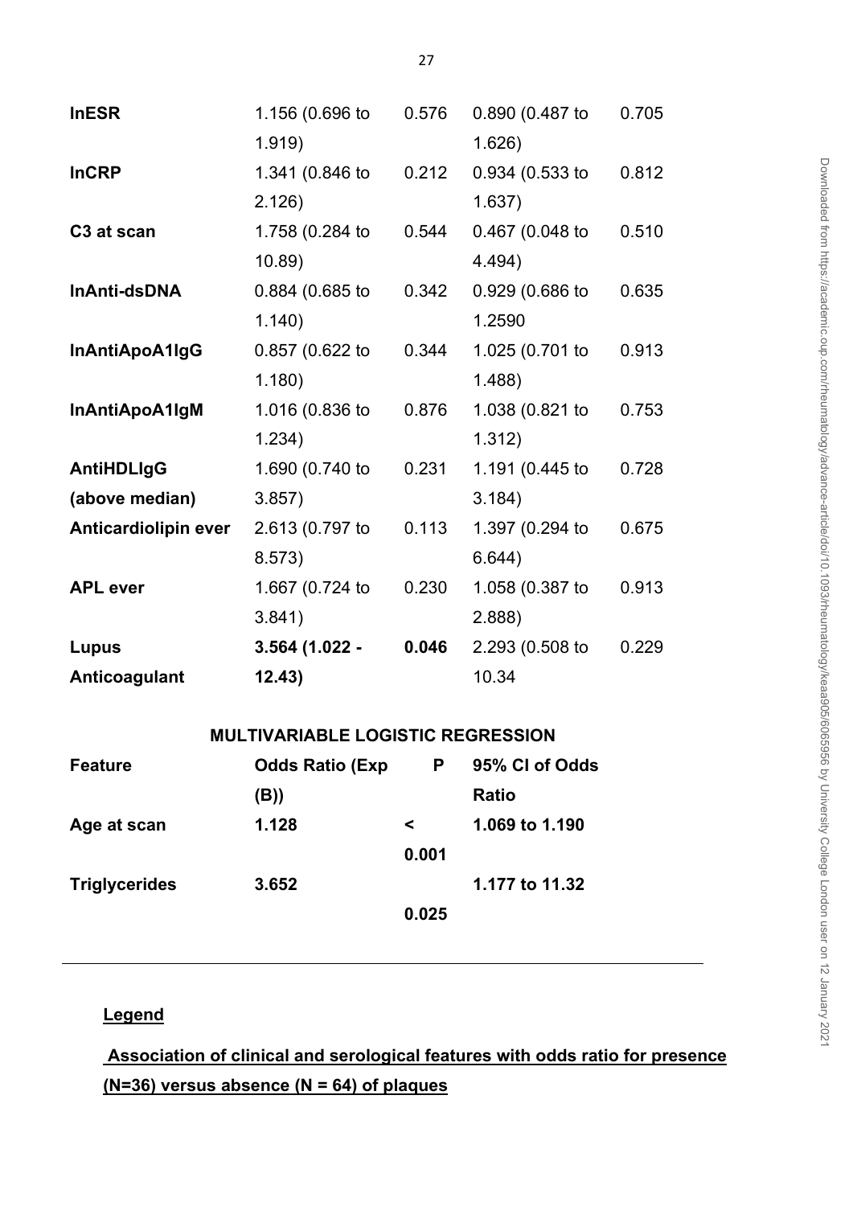| | | | | |
|---|---|---|---|---|
| **lnESR** | 1.156 (0.696 to 1.919) | 0.576 | 0.890 (0.487 to 1.626) | 0.705 |
| **lnCRP** | 1.341 (0.846 to 2.126) | 0.212 | 0.934 (0.533 to 1.637) | 0.812 |
| **C3 at scan** | 1.758 (0.284 to 10.89) | 0.544 | 0.467 (0.048 to 4.494) | 0.510 |
| **lnAnti-dsDNA** | 0.884 (0.685 to 1.140) | 0.342 | 0.929 (0.686 to 1.2590 | 0.635 |
| **lnAntiApoA1IgG** | 0.857 (0.622 to 1.180) | 0.344 | 1.025 (0.701 to 1.488) | 0.913 |
| **lnAntiApoA1IgM** | 1.016 (0.836 to 1.234) | 0.876 | 1.038 (0.821 to 1.312) | 0.753 |
| **AntiHDLIgG (above median)** | 1.690 (0.740 to 3.857) | 0.231 | 1.191 (0.445 to 3.184) | 0.728 |
| **Anticardiolipin ever** | 2.613 (0.797 to 8.573) | 0.113 | 1.397 (0.294 to 6.644) | 0.675 |
| **APL ever** | 1.667 (0.724 to 3.841) | 0.230 | 1.058 (0.387 to 2.888) | 0.913 |
| **Lupus Anticoagulant** | **3.564 (1.022 - 12.43)** | **0.046** | 2.293 (0.508 to 10.34 | 0.229 |

**MULTIVARIABLE LOGISTIC REGRESSION**

| **Feature** | **Odds Ratio (Exp (B))** | **P** | **95% CI of Odds Ratio** |
|---|---|---|---|
| **Age at scan** | **1.128** | **< 0.001** | **1.069 to 1.190** |
| **Triglycerides** | **3.652** | **0.025** | **1.177 to 11.32** |

**Legend**

**Association of clinical and serological features with odds ratio for presence (N=36) versus absence (N = 64) of plaques**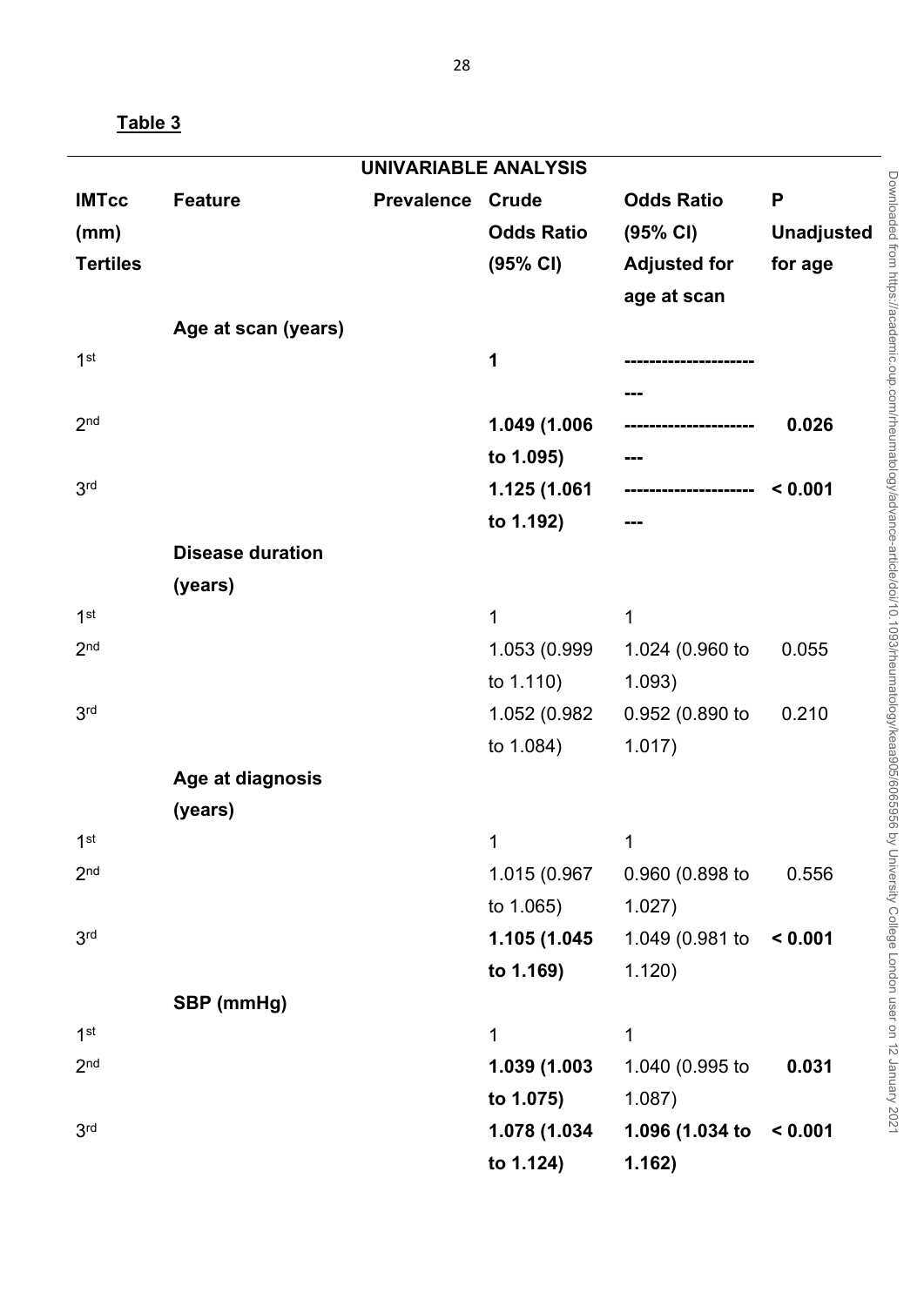**Table 3**

| UNIVARIABLE ANALYSIS | | | | | |
|---|---|---|---|---|---|
| **IMTcc (mm) Tertiles** | **Feature** | **Prevalence** | **Crude Odds Ratio (95% CI)** | **Odds Ratio (95% CI) Adjusted for age at scan** | **P Unadjusted for age** |
| | **Age at scan (years)** | | | | |
| 1st | | | **1** | ----------------------- | |
| 2nd | | | **1.049 (1.006 to 1.095)** | ----------------------- | **0.026** |
| 3rd | | | **1.125 (1.061 to 1.192)** | ----------------------- | **< 0.001** |
| | **Disease duration (years)** | | | | |
| 1st | | | 1 | 1 | |
| 2nd | | | 1.053 (0.999 to 1.110) | 1.024 (0.960 to 1.093) | 0.055 |
| 3rd | | | 1.052 (0.982 to 1.084) | 0.952 (0.890 to 1.017) | 0.210 |
| | **Age at diagnosis (years)** | | | | |
| 1st | | | 1 | 1 | |
| 2nd | | | 1.015 (0.967 to 1.065) | 0.960 (0.898 to 1.027) | 0.556 |
| 3rd | | | **1.105 (1.045 to 1.169)** | 1.049 (0.981 to 1.120) | **< 0.001** |
| | **SBP (mmHg)** | | | | |
| 1st | | | 1 | 1 | |
| 2nd | | | **1.039 (1.003 to 1.075)** | 1.040 (0.995 to 1.087) | **0.031** |
| 3rd | | | **1.078 (1.034 to 1.124)** | **1.096 (1.034 to 1.162)** | **< 0.001** |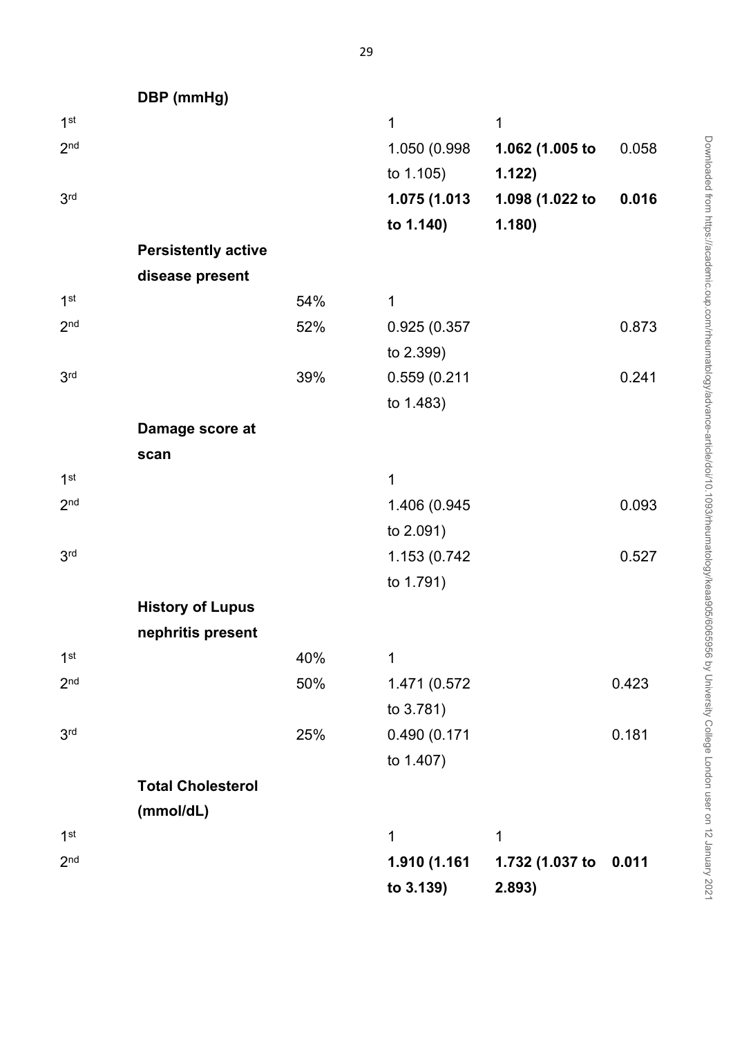| | | | | | |
|---|---|---|---|---|---|
| | **DBP (mmHg)** | | | | |
| 1st | | | 1 | 1 | |
| 2nd | | | 1.050 (0.998 to 1.105) | **1.062 (1.005 to 1.122)** | 0.058 |
| 3rd | | | **1.075 (1.013 to 1.140)** | **1.098 (1.022 to 1.180)** | **0.016** |
| | **Persistently active disease present** | | | | |
| 1st | | 54% | 1 | | |
| 2nd | | 52% | 0.925 (0.357 to 2.399) | | 0.873 |
| 3rd | | 39% | 0.559 (0.211 to 1.483) | | 0.241 |
| | **Damage score at scan** | | | | |
| 1st | | | 1 | | |
| 2nd | | | 1.406 (0.945 to 2.091) | | 0.093 |
| 3rd | | | 1.153 (0.742 to 1.791) | | 0.527 |
| | **History of Lupus nephritis present** | | | | |
| 1st | | 40% | 1 | | |
| 2nd | | 50% | 1.471 (0.572 to 3.781) | | 0.423 |
| 3rd | | 25% | 0.490 (0.171 to 1.407) | | 0.181 |
| | **Total Cholesterol (mmol/dL)** | | | | |
| 1st | | | 1 | 1 | |
| 2nd | | | **1.910 (1.161 to 3.139)** | **1.732 (1.037 to 2.893)** | **0.011** |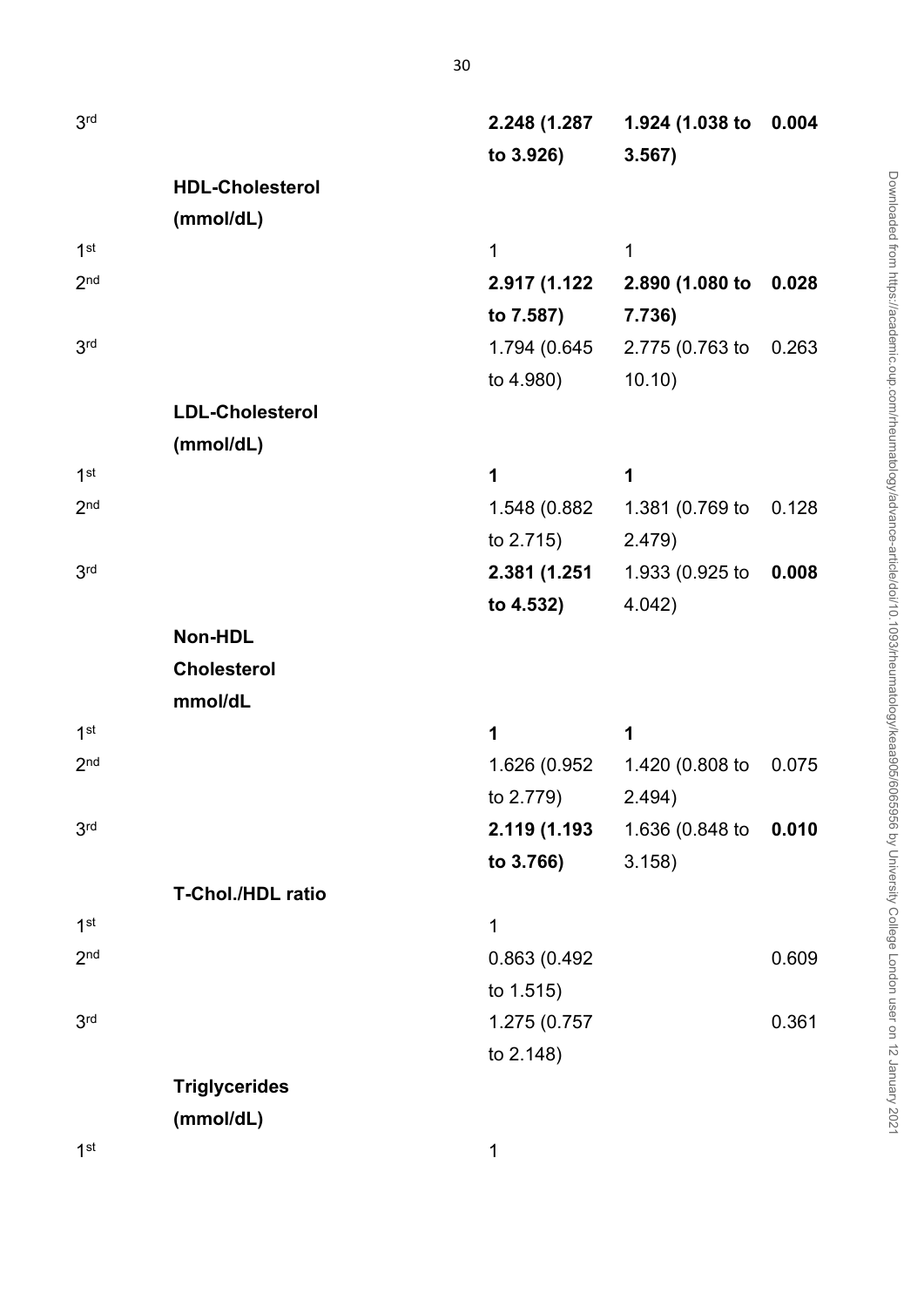| | | | | |
|---|---|---|---|---|
| 3rd | | **2.248 (1.287 to 3.926)** | **1.924 (1.038 to 3.567)** | **0.004** |
| | **HDL-Cholesterol (mmol/dL)** | | | |
| 1st | | 1 | 1 | |
| 2nd | | **2.917 (1.122 to 7.587)** | **2.890 (1.080 to 7.736)** | **0.028** |
| 3rd | | 1.794 (0.645 to 4.980) | 2.775 (0.763 to 10.10) | 0.263 |
| | **LDL-Cholesterol (mmol/dL)** | | | |
| 1st | | **1** | **1** | |
| 2nd | | 1.548 (0.882 to 2.715) | 1.381 (0.769 to 2.479) | 0.128 |
| 3rd | | **2.381 (1.251 to 4.532)** | 1.933 (0.925 to 4.042) | **0.008** |
| | **Non-HDL Cholesterol mmol/dL** | | | |
| 1st | | **1** | **1** | |
| 2nd | | 1.626 (0.952 to 2.779) | 1.420 (0.808 to 2.494) | 0.075 |
| 3rd | | **2.119 (1.193 to 3.766)** | 1.636 (0.848 to 3.158) | **0.010** |
| | **T-Chol./HDL ratio** | | | |
| 1st | | 1 | | |
| 2nd | | 0.863 (0.492 to 1.515) | | 0.609 |
| 3rd | | 1.275 (0.757 to 2.148) | | 0.361 |
| | **Triglycerides (mmol/dL)** | | | |
| 1st | | 1 | | |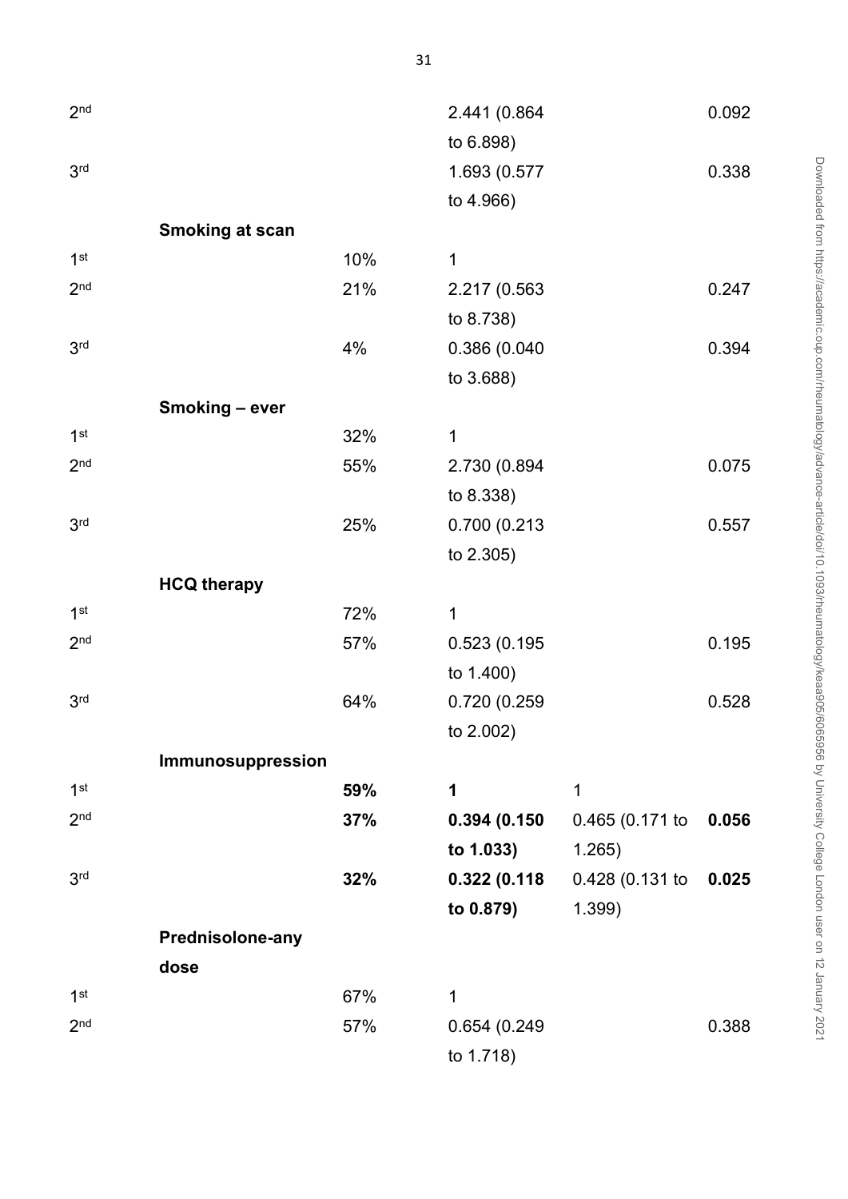| | | | | | |
|---|---|---|---|---|---|
| 2nd | | | 2.441 (0.864 to 6.898) | | 0.092 |
| 3rd | | | 1.693 (0.577 to 4.966) | | 0.338 |
| | **Smoking at scan** | | | | |
| 1st | | 10% | 1 | | |
| 2nd | | 21% | 2.217 (0.563 to 8.738) | | 0.247 |
| 3rd | | 4% | 0.386 (0.040 to 3.688) | | 0.394 |
| | **Smoking – ever** | | | | |
| 1st | | 32% | 1 | | |
| 2nd | | 55% | 2.730 (0.894 to 8.338) | | 0.075 |
| 3rd | | 25% | 0.700 (0.213 to 2.305) | | 0.557 |
| | **HCQ therapy** | | | | |
| 1st | | 72% | 1 | | |
| 2nd | | 57% | 0.523 (0.195 to 1.400) | | 0.195 |
| 3rd | | 64% | 0.720 (0.259 to 2.002) | | 0.528 |
| | **Immunosuppression** | | | | |
| 1st | | **59%** | **1** | 1 | |
| 2nd | | **37%** | **0.394 (0.150 to 1.033)** | 0.465 (0.171 to 1.265) | **0.056** |
| 3rd | | **32%** | **0.322 (0.118 to 0.879)** | 0.428 (0.131 to 1.399) | **0.025** |
| | **Prednisolone-any dose** | | | | |
| 1st | | 67% | 1 | | |
| 2nd | | 57% | 0.654 (0.249 to 1.718) | | 0.388 |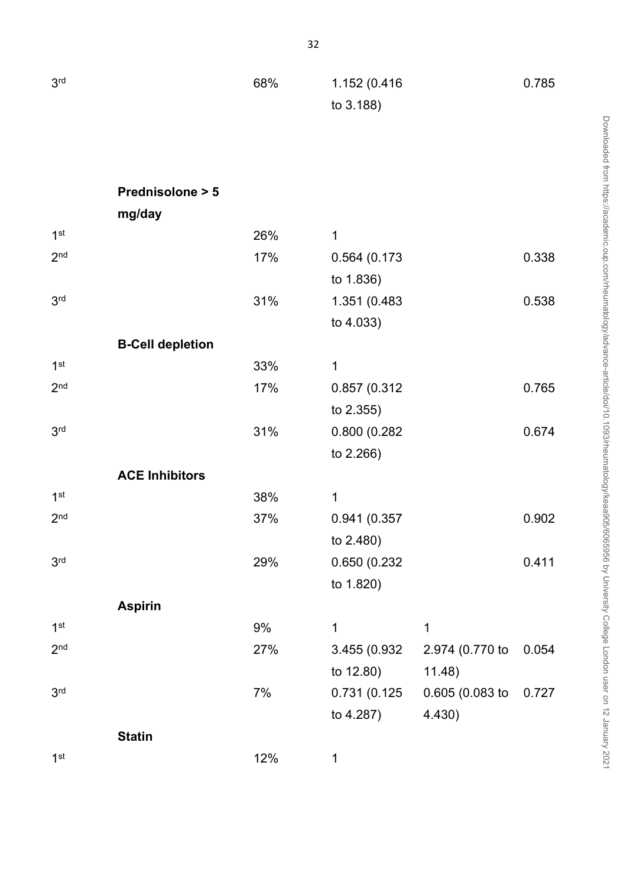| | | | | | |
|---|---|---|---|---|---|
| 3rd | | 68% | 1.152 (0.416 to 3.188) | | 0.785 |
| | **Prednisolone > 5 mg/day** | | | | |
| 1st | | 26% | 1 | | |
| 2nd | | 17% | 0.564 (0.173 to 1.836) | | 0.338 |
| 3rd | | 31% | 1.351 (0.483 to 4.033) | | 0.538 |
| | **B-Cell depletion** | | | | |
| 1st | | 33% | 1 | | |
| 2nd | | 17% | 0.857 (0.312 to 2.355) | | 0.765 |
| 3rd | | 31% | 0.800 (0.282 to 2.266) | | 0.674 |
| | **ACE Inhibitors** | | | | |
| 1st | | 38% | 1 | | |
| 2nd | | 37% | 0.941 (0.357 to 2.480) | | 0.902 |
| 3rd | | 29% | 0.650 (0.232 to 1.820) | | 0.411 |
| | **Aspirin** | | | | |
| 1st | | 9% | 1 | 1 | |
| 2nd | | 27% | 3.455 (0.932 to 12.80) | 2.974 (0.770 to 11.48) | 0.054 |
| 3rd | | 7% | 0.731 (0.125 to 4.287) | 0.605 (0.083 to 4.430) | 0.727 |
| | **Statin** | | | | |
| 1st | | 12% | 1 | | |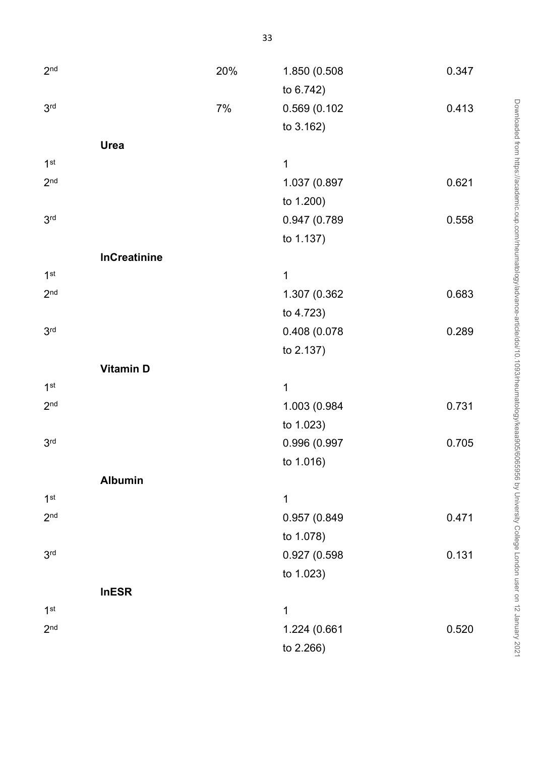| | | | | |
|---|---|---|---|---|
| 2nd | | 20% | 1.850 (0.508 to 6.742) | 0.347 |
| 3rd | | 7% | 0.569 (0.102 to 3.162) | 0.413 |
| | **Urea** | | | |
| 1st | | | 1 | |
| 2nd | | | 1.037 (0.897 to 1.200) | 0.621 |
| 3rd | | | 0.947 (0.789 to 1.137) | 0.558 |
| | **lnCreatinine** | | | |
| 1st | | | 1 | |
| 2nd | | | 1.307 (0.362 to 4.723) | 0.683 |
| 3rd | | | 0.408 (0.078 to 2.137) | 0.289 |
| | **Vitamin D** | | | |
| 1st | | | 1 | |
| 2nd | | | 1.003 (0.984 to 1.023) | 0.731 |
| 3rd | | | 0.996 (0.997 to 1.016) | 0.705 |
| | **Albumin** | | | |
| 1st | | | 1 | |
| 2nd | | | 0.957 (0.849 to 1.078) | 0.471 |
| 3rd | | | 0.927 (0.598 to 1.023) | 0.131 |
| | **lnESR** | | | |
| 1st | | | 1 | |
| 2nd | | | 1.224 (0.661 to 2.266) | 0.520 |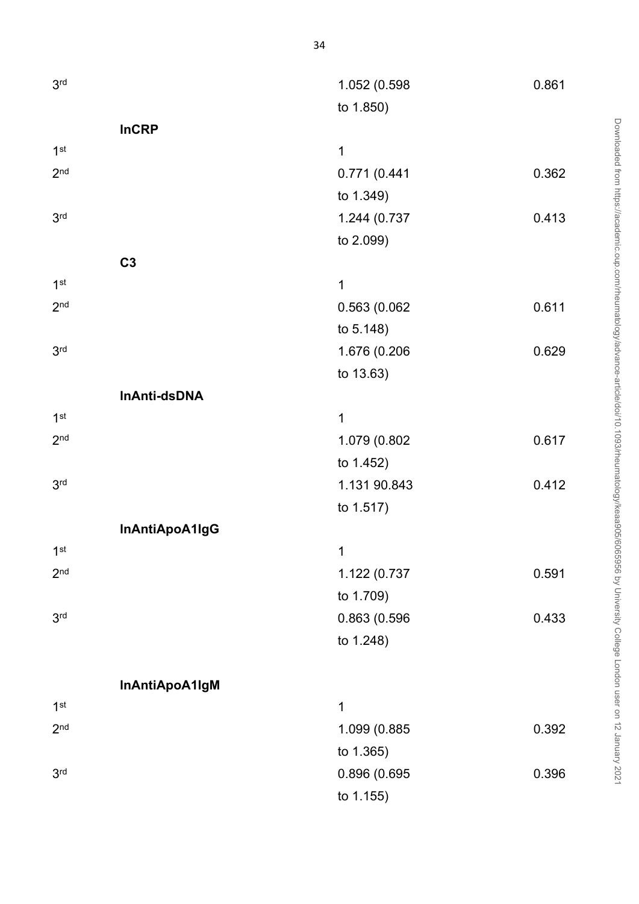| | | | |
|---|---|---|---|
| 3rd | | 1.052 (0.598 to 1.850) | 0.861 |
| | **lnCRP** | | |
| 1st | | 1 | |
| 2nd | | 0.771 (0.441 to 1.349) | 0.362 |
| 3rd | | 1.244 (0.737 to 2.099) | 0.413 |
| | **C3** | | |
| 1st | | 1 | |
| 2nd | | 0.563 (0.062 to 5.148) | 0.611 |
| 3rd | | 1.676 (0.206 to 13.63) | 0.629 |
| | **lnAnti-dsDNA** | | |
| 1st | | 1 | |
| 2nd | | 1.079 (0.802 to 1.452) | 0.617 |
| 3rd | | 1.131 90.843 to 1.517) | 0.412 |
| | **lnAntiApoA1IgG** | | |
| 1st | | 1 | |
| 2nd | | 1.122 (0.737 to 1.709) | 0.591 |
| 3rd | | 0.863 (0.596 to 1.248) | 0.433 |
| | **lnAntiApoA1IgM** | | |
| 1st | | 1 | |
| 2nd | | 1.099 (0.885 to 1.365) | 0.392 |
| 3rd | | 0.896 (0.695 to 1.155) | 0.396 |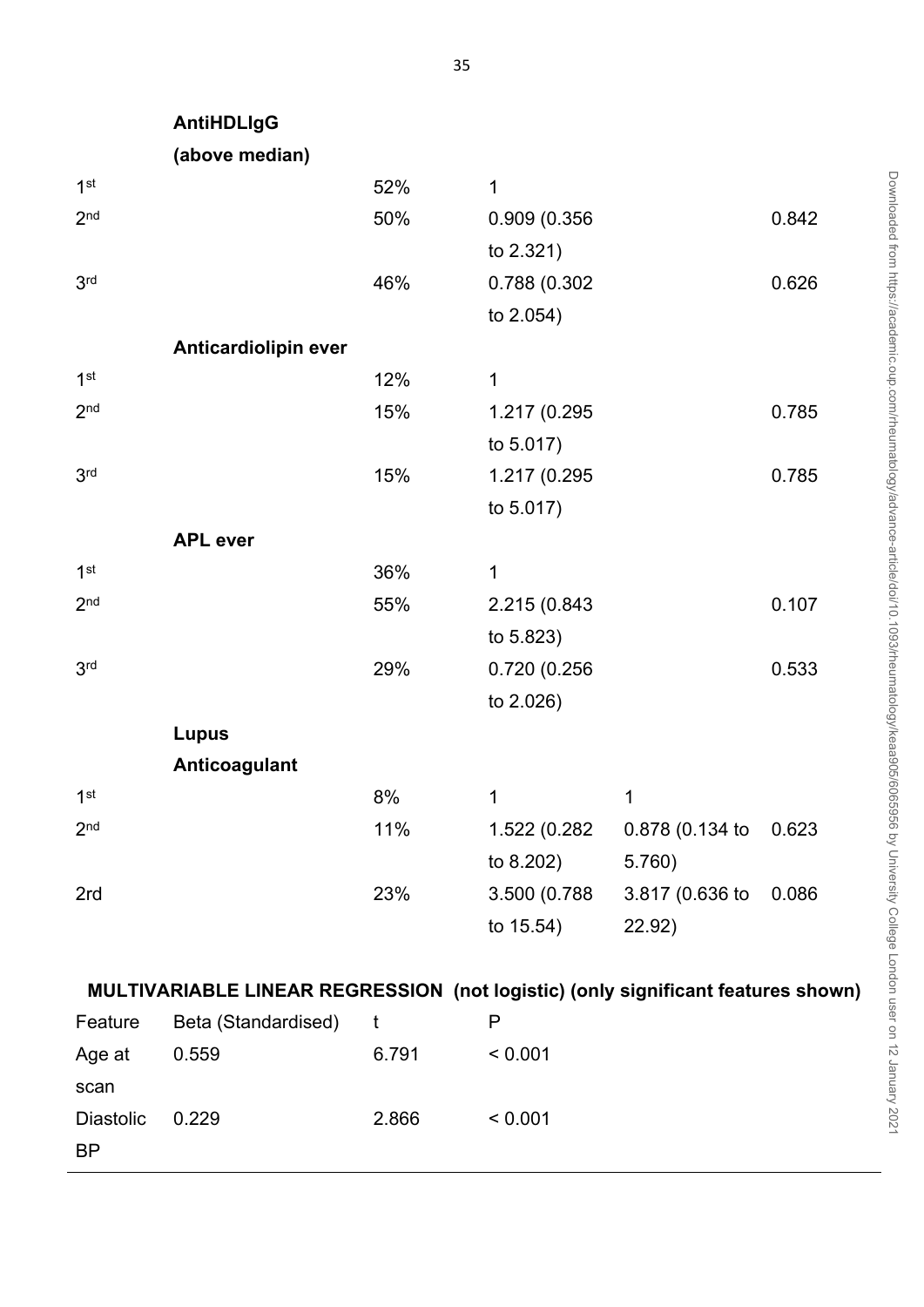| | | | | | |
|---|---|---|---|---|---|
| | **AntiHDLIgG (above median)** | | | | |
| 1st | | 52% | 1 | | |
| 2nd | | 50% | 0.909 (0.356 to 2.321) | | 0.842 |
| 3rd | | 46% | 0.788 (0.302 to 2.054) | | 0.626 |
| | **Anticardiolipin ever** | | | | |
| 1st | | 12% | 1 | | |
| 2nd | | 15% | 1.217 (0.295 to 5.017) | | 0.785 |
| 3rd | | 15% | 1.217 (0.295 to 5.017) | | 0.785 |
| | **APL ever** | | | | |
| 1st | | 36% | 1 | | |
| 2nd | | 55% | 2.215 (0.843 to 5.823) | | 0.107 |
| 3rd | | 29% | 0.720 (0.256 to 2.026) | | 0.533 |
| | **Lupus Anticoagulant** | | | | |
| 1st | | 8% | 1 | 1 | |
| 2nd | | 11% | 1.522 (0.282 to 8.202) | 0.878 (0.134 to 5.760) | 0.623 |
| 2rd | | 23% | 3.500 (0.788 to 15.54) | 3.817 (0.636 to 22.92) | 0.086 |

**MULTIVARIABLE LINEAR REGRESSION (not logistic) (only significant features shown)**

| Feature | Beta (Standardised) | t | P |
|---|---|---|---|
| Age at scan | 0.559 | 6.791 | < 0.001 |
| Diastolic BP | 0.229 | 2.866 | < 0.001 |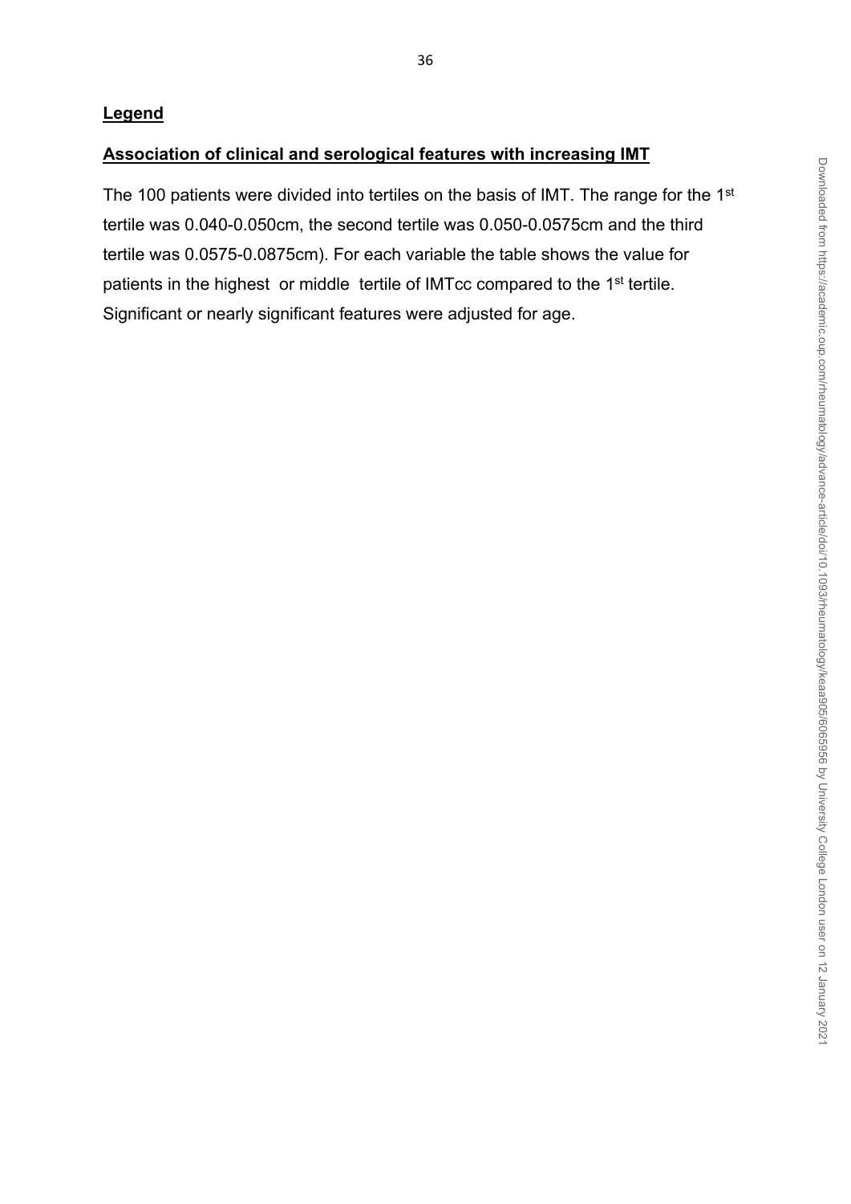## **Legend**

## **Association of clinical and serological features with increasing IMT**

The 100 patients were divided into tertiles on the basis of IMT. The range for the 1st tertile was 0.040-0.050cm, the second tertile was 0.050-0.0575cm and the third tertile was 0.0575-0.0875cm). For each variable the table shows the value for patients in the highest or middle tertile of IMTcc compared to the 1st tertile. Significant or nearly significant features were adjusted for age.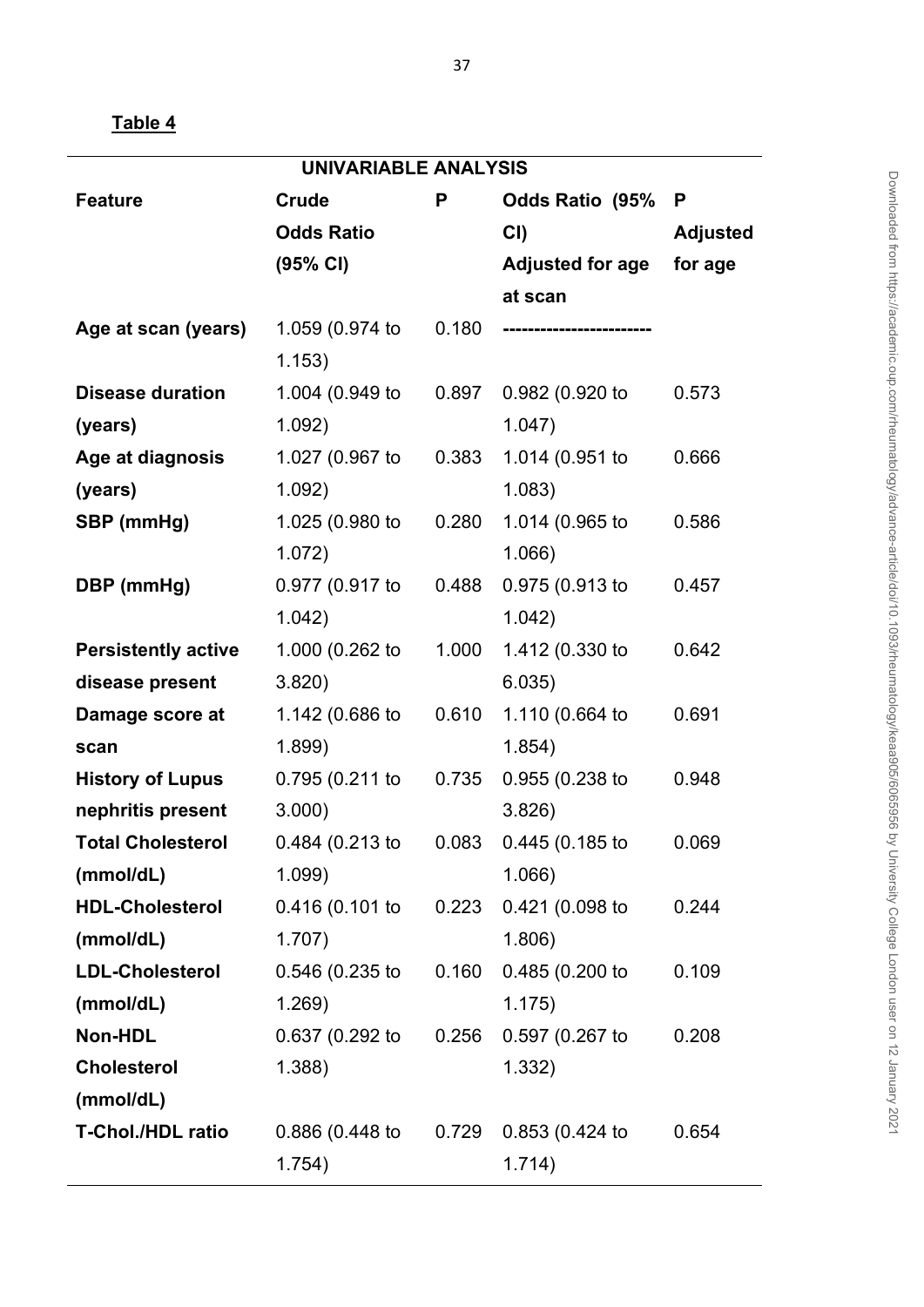**Table 4**

| UNIVARIABLE ANALYSIS | | | | |
|---|---|---|---|---|
| **Feature** | **Crude Odds Ratio (95% CI)** | **P** | **Odds Ratio (95% CI) Adjusted for age at scan** | **P Adjusted for age** |
| **Age at scan (years)** | 1.059 (0.974 to 1.153) | 0.180 | ------------------------ | |
| **Disease duration (years)** | 1.004 (0.949 to 1.092) | 0.897 | 0.982 (0.920 to 1.047) | 0.573 |
| **Age at diagnosis (years)** | 1.027 (0.967 to 1.092) | 0.383 | 1.014 (0.951 to 1.083) | 0.666 |
| **SBP (mmHg)** | 1.025 (0.980 to 1.072) | 0.280 | 1.014 (0.965 to 1.066) | 0.586 |
| **DBP (mmHg)** | 0.977 (0.917 to 1.042) | 0.488 | 0.975 (0.913 to 1.042) | 0.457 |
| **Persistently active disease present** | 1.000 (0.262 to 3.820) | 1.000 | 1.412 (0.330 to 6.035) | 0.642 |
| **Damage score at scan** | 1.142 (0.686 to 1.899) | 0.610 | 1.110 (0.664 to 1.854) | 0.691 |
| **History of Lupus nephritis present** | 0.795 (0.211 to 3.000) | 0.735 | 0.955 (0.238 to 3.826) | 0.948 |
| **Total Cholesterol (mmol/dL)** | 0.484 (0.213 to 1.099) | 0.083 | 0.445 (0.185 to 1.066) | 0.069 |
| **HDL-Cholesterol (mmol/dL)** | 0.416 (0.101 to 1.707) | 0.223 | 0.421 (0.098 to 1.806) | 0.244 |
| **LDL-Cholesterol (mmol/dL)** | 0.546 (0.235 to 1.269) | 0.160 | 0.485 (0.200 to 1.175) | 0.109 |
| **Non-HDL Cholesterol (mmol/dL)** | 0.637 (0.292 to 1.388) | 0.256 | 0.597 (0.267 to 1.332) | 0.208 |
| **T-Chol./HDL ratio** | 0.886 (0.448 to 1.754) | 0.729 | 0.853 (0.424 to 1.714) | 0.654 |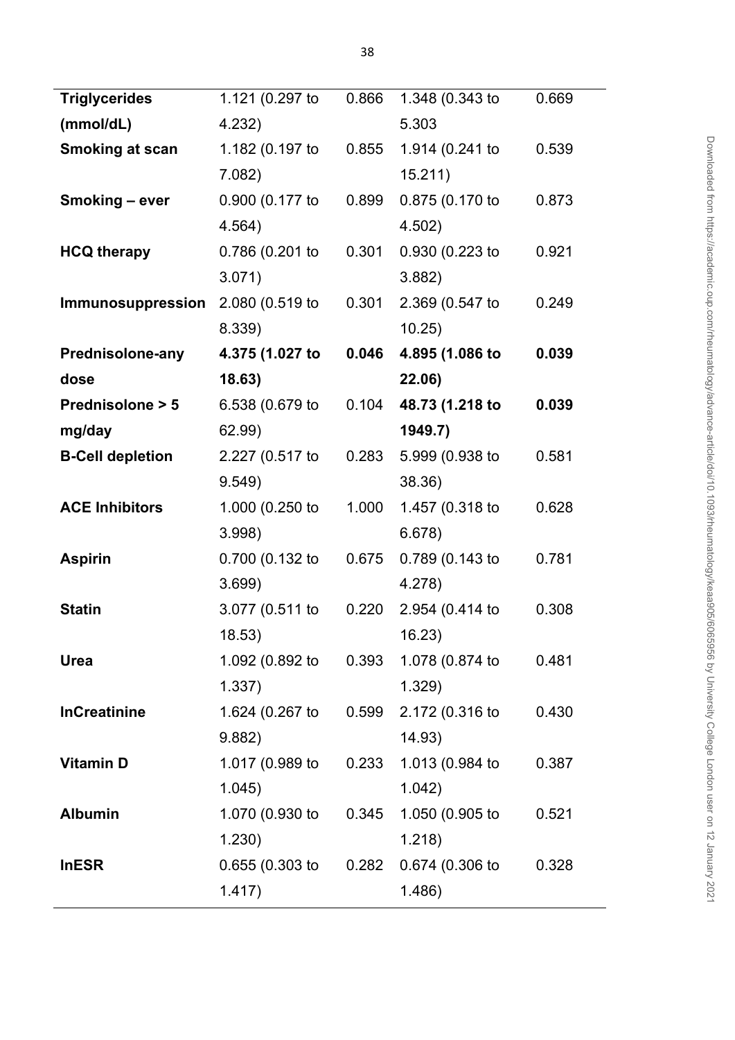| **Triglycerides (mmol/dL)** | 1.121 (0.297 to 4.232) | 0.866 | 1.348 (0.343 to 5.303 | 0.669 |
|---|---|---|---|---|
| **Smoking at scan** | 1.182 (0.197 to 7.082) | 0.855 | 1.914 (0.241 to 15.211) | 0.539 |
| **Smoking – ever** | 0.900 (0.177 to 4.564) | 0.899 | 0.875 (0.170 to 4.502) | 0.873 |
| **HCQ therapy** | 0.786 (0.201 to 3.071) | 0.301 | 0.930 (0.223 to 3.882) | 0.921 |
| **Immunosuppression** | 2.080 (0.519 to 8.339) | 0.301 | 2.369 (0.547 to 10.25) | 0.249 |
| **Prednisolone-any dose** | **4.375 (1.027 to 18.63)** | **0.046** | **4.895 (1.086 to 22.06)** | **0.039** |
| **Prednisolone > 5 mg/day** | 6.538 (0.679 to 62.99) | 0.104 | **48.73 (1.218 to 1949.7)** | **0.039** |
| **B-Cell depletion** | 2.227 (0.517 to 9.549) | 0.283 | 5.999 (0.938 to 38.36) | 0.581 |
| **ACE Inhibitors** | 1.000 (0.250 to 3.998) | 1.000 | 1.457 (0.318 to 6.678) | 0.628 |
| **Aspirin** | 0.700 (0.132 to 3.699) | 0.675 | 0.789 (0.143 to 4.278) | 0.781 |
| **Statin** | 3.077 (0.511 to 18.53) | 0.220 | 2.954 (0.414 to 16.23) | 0.308 |
| **Urea** | 1.092 (0.892 to 1.337) | 0.393 | 1.078 (0.874 to 1.329) | 0.481 |
| **lnCreatinine** | 1.624 (0.267 to 9.882) | 0.599 | 2.172 (0.316 to 14.93) | 0.430 |
| **Vitamin D** | 1.017 (0.989 to 1.045) | 0.233 | 1.013 (0.984 to 1.042) | 0.387 |
| **Albumin** | 1.070 (0.930 to 1.230) | 0.345 | 1.050 (0.905 to 1.218) | 0.521 |
| **lnESR** | 0.655 (0.303 to 1.417) | 0.282 | 0.674 (0.306 to 1.486) | 0.328 |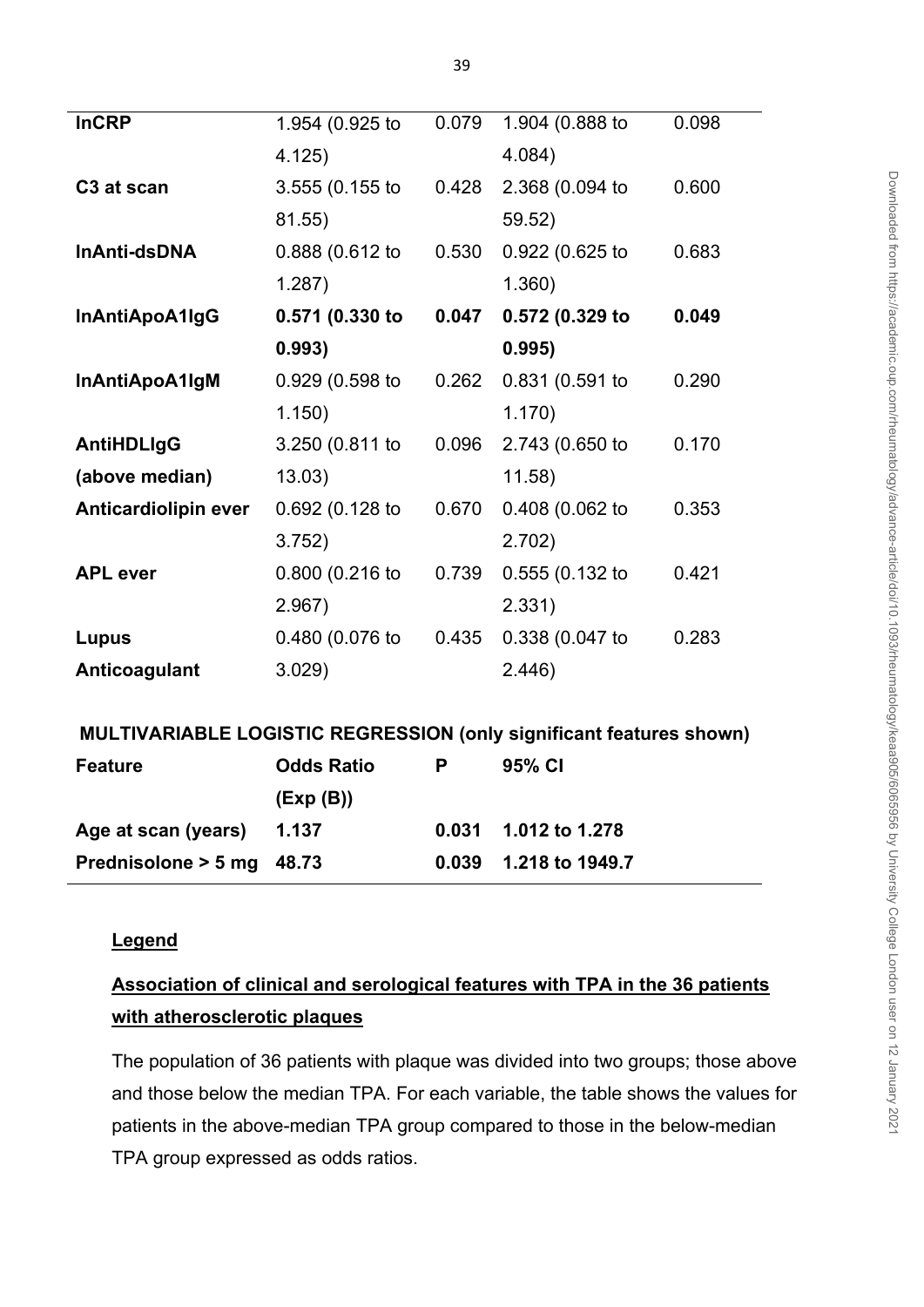| | | | | |
|---|---|---|---|---|
| **lnCRP** | 1.954 (0.925 to 4.125) | 0.079 | 1.904 (0.888 to 4.084) | 0.098 |
| **C3 at scan** | 3.555 (0.155 to 81.55) | 0.428 | 2.368 (0.094 to 59.52) | 0.600 |
| **lnAnti-dsDNA** | 0.888 (0.612 to 1.287) | 0.530 | 0.922 (0.625 to 1.360) | 0.683 |
| **lnAntiApoA1IgG** | **0.571 (0.330 to 0.993)** | **0.047** | **0.572 (0.329 to 0.995)** | **0.049** |
| **lnAntiApoA1IgM** | 0.929 (0.598 to 1.150) | 0.262 | 0.831 (0.591 to 1.170) | 0.290 |
| **AntiHDLIgG (above median)** | 3.250 (0.811 to 13.03) | 0.096 | 2.743 (0.650 to 11.58) | 0.170 |
| **Anticardiolipin ever** | 0.692 (0.128 to 3.752) | 0.670 | 0.408 (0.062 to 2.702) | 0.353 |
| **APL ever** | 0.800 (0.216 to 2.967) | 0.739 | 0.555 (0.132 to 2.331) | 0.421 |
| **Lupus Anticoagulant** | 0.480 (0.076 to 3.029) | 0.435 | 0.338 (0.047 to 2.446) | 0.283 |

**MULTIVARIABLE LOGISTIC REGRESSION (only significant features shown)**

| **Feature** | **Odds Ratio (Exp (B))** | **P** | **95% CI** |
|---|---|---|---|
| **Age at scan (years)** | **1.137** | **0.031** | **1.012 to 1.278** |
| **Prednisolone > 5 mg** | **48.73** | **0.039** | **1.218 to 1949.7** |

**Legend**

**Association of clinical and serological features with TPA in the 36 patients with atherosclerotic plaques**

The population of 36 patients with plaque was divided into two groups; those above and those below the median TPA. For each variable, the table shows the values for patients in the above-median TPA group compared to those in the below-median TPA group expressed as odds ratios.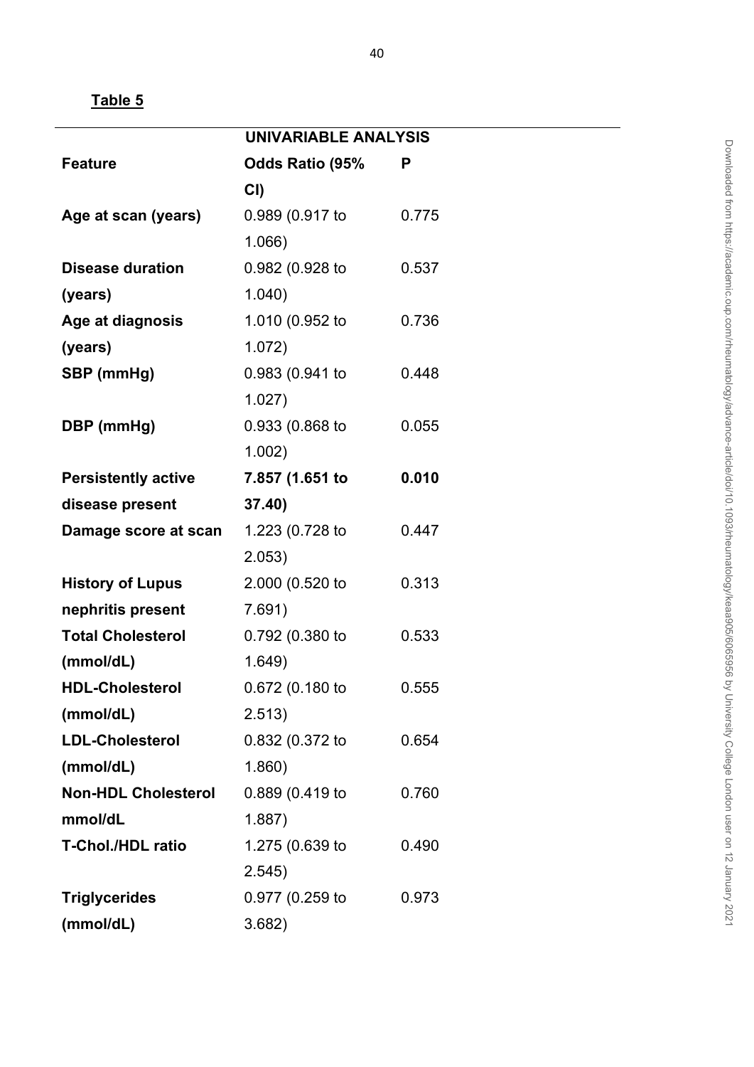**Table 5**

| | UNIVARIABLE ANALYSIS | |
|---|---|---|
| **Feature** | **Odds Ratio (95% CI)** | **P** |
| **Age at scan (years)** | 0.989 (0.917 to 1.066) | 0.775 |
| **Disease duration (years)** | 0.982 (0.928 to 1.040) | 0.537 |
| **Age at diagnosis (years)** | 1.010 (0.952 to 1.072) | 0.736 |
| **SBP (mmHg)** | 0.983 (0.941 to 1.027) | 0.448 |
| **DBP (mmHg)** | 0.933 (0.868 to 1.002) | 0.055 |
| **Persistently active disease present** | **7.857 (1.651 to 37.40)** | **0.010** |
| **Damage score at scan** | 1.223 (0.728 to 2.053) | 0.447 |
| **History of Lupus nephritis present** | 2.000 (0.520 to 7.691) | 0.313 |
| **Total Cholesterol (mmol/dL)** | 0.792 (0.380 to 1.649) | 0.533 |
| **HDL-Cholesterol (mmol/dL)** | 0.672 (0.180 to 2.513) | 0.555 |
| **LDL-Cholesterol (mmol/dL)** | 0.832 (0.372 to 1.860) | 0.654 |
| **Non-HDL Cholesterol mmol/dL** | 0.889 (0.419 to 1.887) | 0.760 |
| **T-Chol./HDL ratio** | 1.275 (0.639 to 2.545) | 0.490 |
| **Triglycerides (mmol/dL)** | 0.977 (0.259 to 3.682) | 0.973 |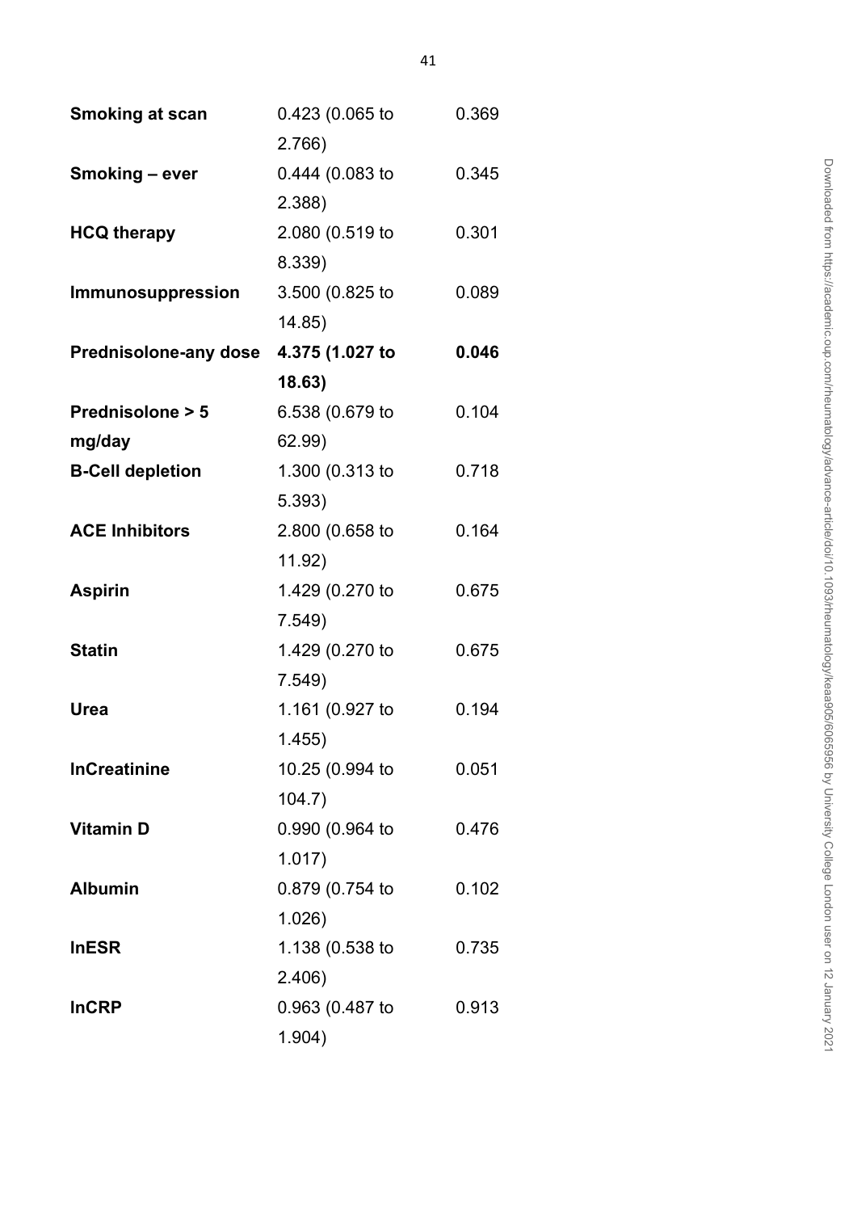| | | |
|---|---|---|
| **Smoking at scan** | 0.423 (0.065 to 2.766) | 0.369 |
| **Smoking – ever** | 0.444 (0.083 to 2.388) | 0.345 |
| **HCQ therapy** | 2.080 (0.519 to 8.339) | 0.301 |
| **Immunosuppression** | 3.500 (0.825 to 14.85) | 0.089 |
| **Prednisolone-any dose** | **4.375 (1.027 to 18.63)** | **0.046** |
| **Prednisolone > 5 mg/day** | 6.538 (0.679 to 62.99) | 0.104 |
| **B-Cell depletion** | 1.300 (0.313 to 5.393) | 0.718 |
| **ACE Inhibitors** | 2.800 (0.658 to 11.92) | 0.164 |
| **Aspirin** | 1.429 (0.270 to 7.549) | 0.675 |
| **Statin** | 1.429 (0.270 to 7.549) | 0.675 |
| **Urea** | 1.161 (0.927 to 1.455) | 0.194 |
| **lnCreatinine** | 10.25 (0.994 to 104.7) | 0.051 |
| **Vitamin D** | 0.990 (0.964 to 1.017) | 0.476 |
| **Albumin** | 0.879 (0.754 to 1.026) | 0.102 |
| **lnESR** | 1.138 (0.538 to 2.406) | 0.735 |
| **lnCRP** | 0.963 (0.487 to 1.904) | 0.913 |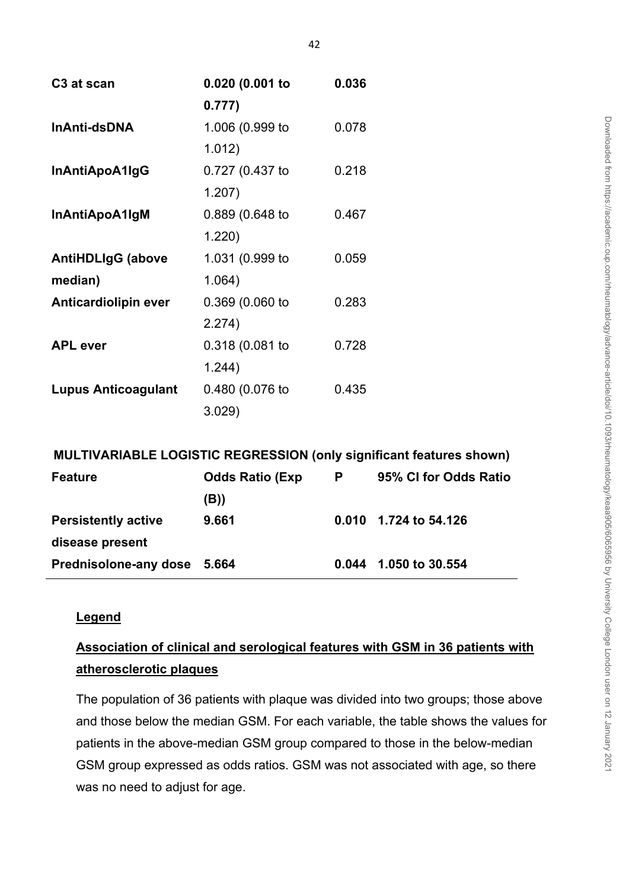| | | |
|---|---|---|
| **C3 at scan** | **0.020 (0.001 to 0.777)** | **0.036** |
| **lnAnti-dsDNA** | 1.006 (0.999 to 1.012) | 0.078 |
| **lnAntiApoA1IgG** | 0.727 (0.437 to 1.207) | 0.218 |
| **lnAntiApoA1IgM** | 0.889 (0.648 to 1.220) | 0.467 |
| **AntiHDLIgG (above median)** | 1.031 (0.999 to 1.064) | 0.059 |
| **Anticardiolipin ever** | 0.369 (0.060 to 2.274) | 0.283 |
| **APL ever** | 0.318 (0.081 to 1.244) | 0.728 |
| **Lupus Anticoagulant** | 0.480 (0.076 to 3.029) | 0.435 |

**MULTIVARIABLE LOGISTIC REGRESSION (only significant features shown)**

| Feature | Odds Ratio (Exp (B)) | P | 95% CI for Odds Ratio |
|---|---|---|---|
| **Persistently active disease present** | **9.661** | **0.010** | **1.724 to 54.126** |
| **Prednisolone-any dose** | **5.664** | **0.044** | **1.050 to 30.554** |

**Legend**

**Association of clinical and serological features with GSM in 36 patients with atherosclerotic plaques**

The population of 36 patients with plaque was divided into two groups; those above and those below the median GSM. For each variable, the table shows the values for patients in the above-median GSM group compared to those in the below-median GSM group expressed as odds ratios. GSM was not associated with age, so there was no need to adjust for age.